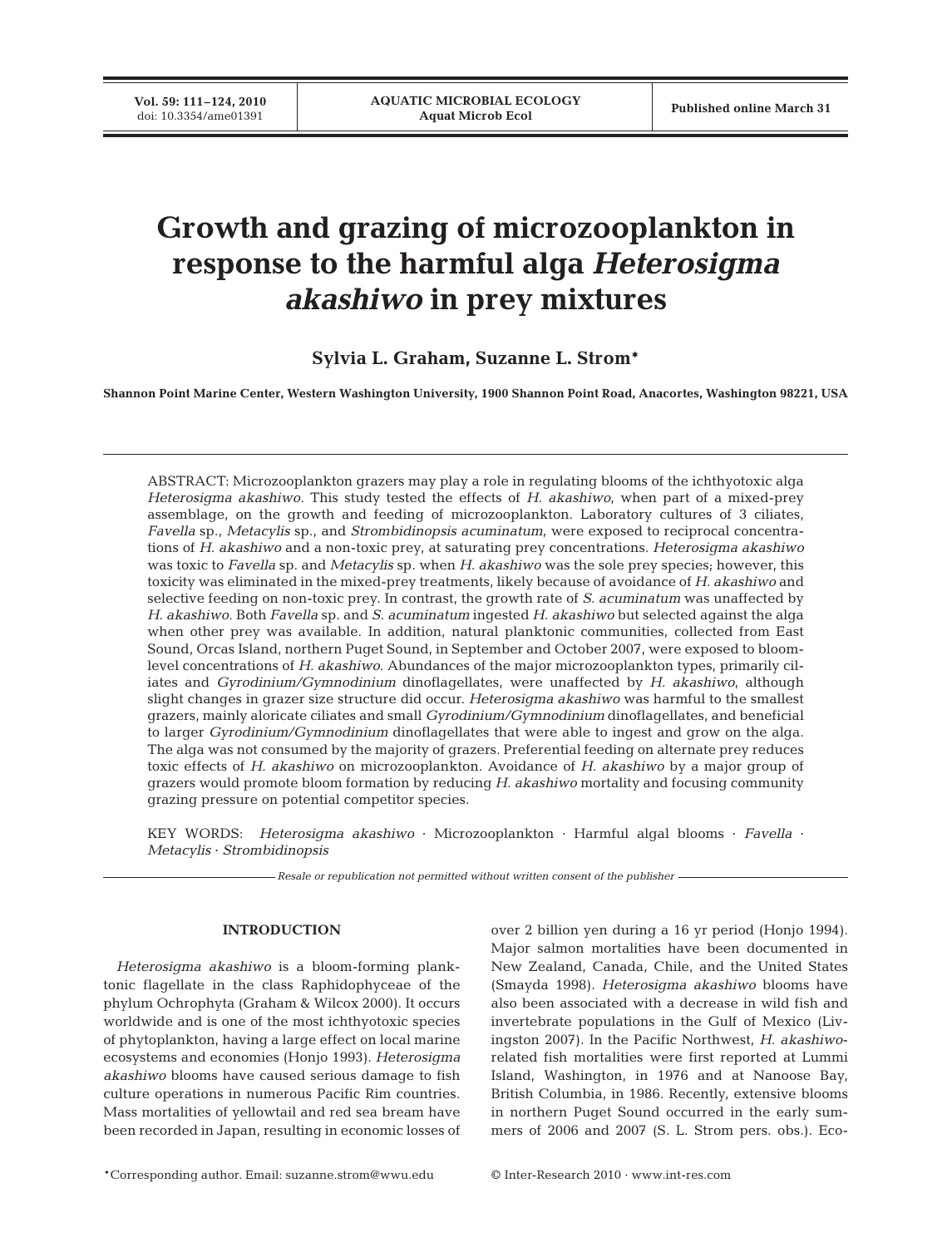# Growth and grazing of microzooplankton in response to the harmful alga *Heterosigma akashiwo* in prey mixtures

**Sylvia L. Graham, Suzanne L. Strom***

**Shannon Point Marine Center, Western Washington University, 1900 Shannon Point Road, Anacortes, Washington 98221, USA**

ABSTRACT: Microzooplankton grazers may play a role in regulating blooms of the ichthyotoxic alga *Heterosigma akashiwo*. This study tested the effects of *H. akashiwo*, when part of a mixed-prey assemblage, on the growth and feeding of microzooplankton. Laboratory cultures of 3 ciliates, *Favella* sp., *Metacylis* sp., and *Strombidinopsis acuminatum*, were exposed to reciprocal concentrations of *H. akashiwo* and a non-toxic prey, at saturating prey concentrations. *Heterosigma akashiwo* was toxic to *Favella* sp. and *Metacylis* sp. when *H. akashiwo* was the sole prey species; however, this toxicity was eliminated in the mixed-prey treatments, likely because of avoidance of *H. akashiwo* and selective feeding on non-toxic prey. In contrast, the growth rate of *S. acuminatum* was unaffected by *H. akashiwo*. Both *Favella* sp. and *S. acuminatum* ingested *H. akashiwo* but selected against the alga when other prey was available. In addition, natural planktonic communities, collected from East Sound, Orcas Island, northern Puget Sound, in September and October 2007, were exposed to bloom-level concentrations of *H. akashiwo*. Abundances of the major microzooplankton types, primarily ciliates and *Gyrodinium/Gymnodinium* dinoflagellates, were unaffected by *H. akashiwo*, although slight changes in grazer size structure did occur. *Heterosigma akashiwo* was harmful to the smallest grazers, mainly aloricate ciliates and small *Gyrodinium/Gymnodinium* dinoflagellates, and beneficial to larger *Gyrodinium/Gymnodinium* dinoflagellates that were able to ingest and grow on the alga. The alga was not consumed by the majority of grazers. Preferential feeding on alternate prey reduces toxic effects of *H. akashiwo* on microzooplankton. Avoidance of *H. akashiwo* by a major group of grazers would promote bloom formation by reducing *H. akashiwo* mortality and focusing community grazing pressure on potential competitor species.

KEY WORDS: *Heterosigma akashiwo* · Microzooplankton · Harmful algal blooms · *Favella* · *Metacylis* · *Strombidinopsis*

*Resale or republication not permitted without written consent of the publisher*

## INTRODUCTION

*Heterosigma akashiwo* is a bloom-forming planktonic flagellate in the class Raphidophyceae of the phylum Ochrophyta (Graham & Wilcox 2000). It occurs worldwide and is one of the most ichthyotoxic species of phytoplankton, having a large effect on local marine ecosystems and economies (Honjo 1993). *Heterosigma akashiwo* blooms have caused serious damage to fish culture operations in numerous Pacific Rim countries. Mass mortalities of yellowtail and red sea bream have been recorded in Japan, resulting in economic losses of over 2 billion yen during a 16 yr period (Honjo 1994). Major salmon mortalities have been documented in New Zealand, Canada, Chile, and the United States (Smayda 1998). *Heterosigma akashiwo* blooms have also been associated with a decrease in wild fish and invertebrate populations in the Gulf of Mexico (Livingston 2007). In the Pacific Northwest, *H. akashiwo*-related fish mortalities were first reported at Lummi Island, Washington, in 1976 and at Nanoose Bay, British Columbia, in 1986. Recently, extensive blooms in northern Puget Sound occurred in the early summers of 2006 and 2007 (S. L. Strom pers. obs.). Eco-

*Corresponding author. Email: suzanne.strom@wwu.edu

© Inter-Research 2010 · www.int-res.com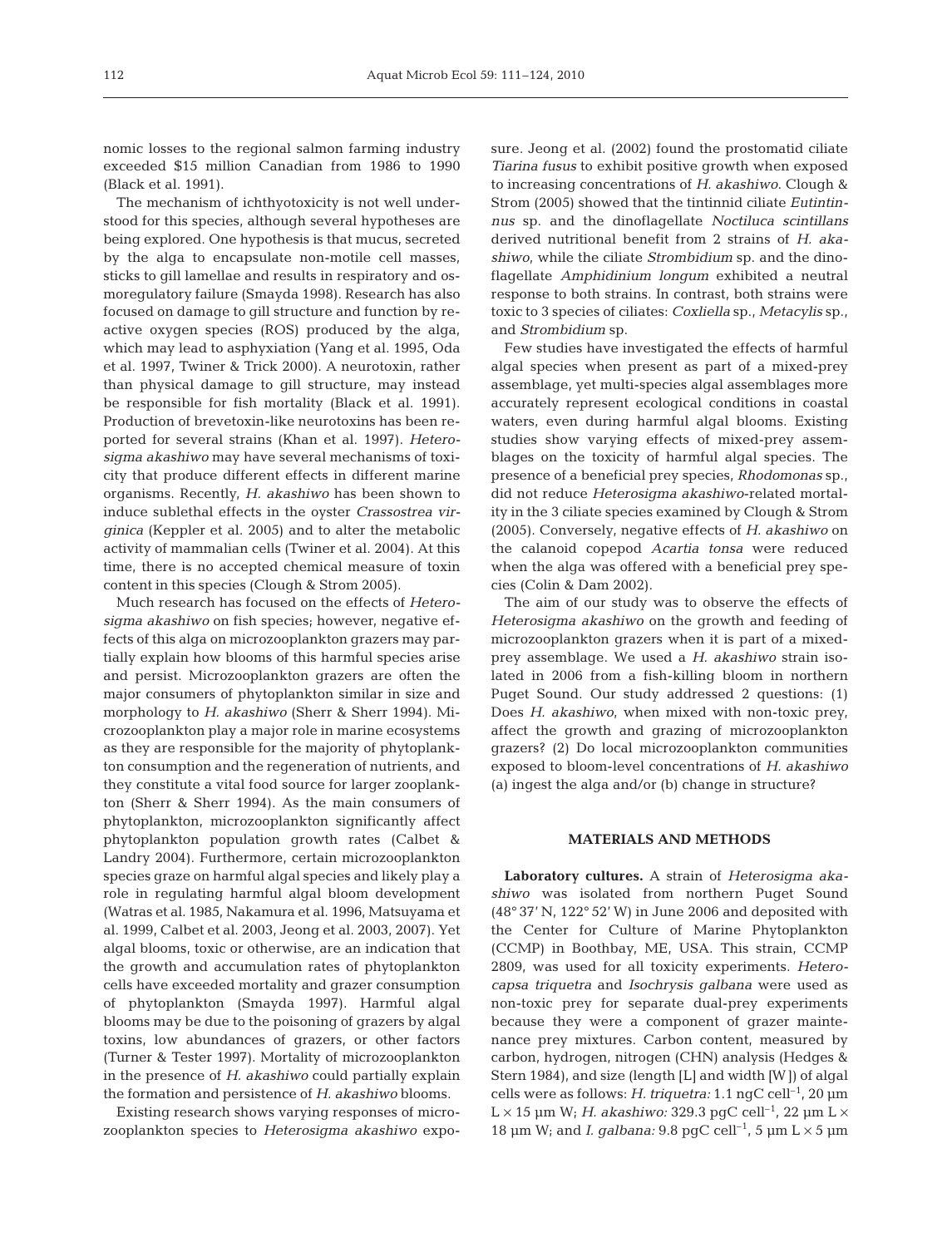nomic losses to the regional salmon farming industry exceeded \$15 million Canadian from 1986 to 1990 (Black et al. 1991).

The mechanism of ichthyotoxicity is not well understood for this species, although several hypotheses are being explored. One hypothesis is that mucus, secreted by the alga to encapsulate non-motile cell masses, sticks to gill lamellae and results in respiratory and osmoregulatory failure (Smayda 1998). Research has also focused on damage to gill structure and function by reactive oxygen species (ROS) produced by the alga, which may lead to asphyxiation (Yang et al. 1995, Oda et al. 1997, Twiner & Trick 2000). A neurotoxin, rather than physical damage to gill structure, may instead be responsible for fish mortality (Black et al. 1991). Production of brevetoxin-like neurotoxins has been reported for several strains (Khan et al. 1997). *Heterosigma akashiwo* may have several mechanisms of toxicity that produce different effects in different marine organisms. Recently, *H. akashiwo* has been shown to induce sublethal effects in the oyster *Crassostrea virginica* (Keppler et al. 2005) and to alter the metabolic activity of mammalian cells (Twiner et al. 2004). At this time, there is no accepted chemical measure of toxin content in this species (Clough & Strom 2005).

Much research has focused on the effects of *Heterosigma akashiwo* on fish species; however, negative effects of this alga on microzooplankton grazers may partially explain how blooms of this harmful species arise and persist. Microzooplankton grazers are often the major consumers of phytoplankton similar in size and morphology to *H. akashiwo* (Sherr & Sherr 1994). Microzooplankton play a major role in marine ecosystems as they are responsible for the majority of phytoplankton consumption and the regeneration of nutrients, and they constitute a vital food source for larger zooplankton (Sherr & Sherr 1994). As the main consumers of phytoplankton, microzooplankton significantly affect phytoplankton population growth rates (Calbet & Landry 2004). Furthermore, certain microzooplankton species graze on harmful algal species and likely play a role in regulating harmful algal bloom development (Watras et al. 1985, Nakamura et al. 1996, Matsuyama et al. 1999, Calbet et al. 2003, Jeong et al. 2003, 2007). Yet algal blooms, toxic or otherwise, are an indication that the growth and accumulation rates of phytoplankton cells have exceeded mortality and grazer consumption of phytoplankton (Smayda 1997). Harmful algal blooms may be due to the poisoning of grazers by algal toxins, low abundances of grazers, or other factors (Turner & Tester 1997). Mortality of microzooplankton in the presence of *H. akashiwo* could partially explain the formation and persistence of *H. akashiwo* blooms.

Existing research shows varying responses of microzooplankton species to *Heterosigma akashiwo* exposure. Jeong et al. (2002) found the prostomatid ciliate *Tiarina fusus* to exhibit positive growth when exposed to increasing concentrations of *H. akashiwo*. Clough & Strom (2005) showed that the tintinnid ciliate *Eutintinnus* sp. and the dinoflagellate *Noctiluca scintillans* derived nutritional benefit from 2 strains of *H. akashiwo*, while the ciliate *Strombidium* sp. and the dinoflagellate *Amphidinium longum* exhibited a neutral response to both strains. In contrast, both strains were toxic to 3 species of ciliates: *Coxliella* sp., *Metacylis* sp., and *Strombidium* sp.

Few studies have investigated the effects of harmful algal species when present as part of a mixed-prey assemblage, yet multi-species algal assemblages more accurately represent ecological conditions in coastal waters, even during harmful algal blooms. Existing studies show varying effects of mixed-prey assemblages on the toxicity of harmful algal species. The presence of a beneficial prey species, *Rhodomonas* sp., did not reduce *Heterosigma akashiwo*-related mortality in the 3 ciliate species examined by Clough & Strom (2005). Conversely, negative effects of *H. akashiwo* on the calanoid copepod *Acartia tonsa* were reduced when the alga was offered with a beneficial prey species (Colin & Dam 2002).

The aim of our study was to observe the effects of *Heterosigma akashiwo* on the growth and feeding of microzooplankton grazers when it is part of a mixed-prey assemblage. We used a *H. akashiwo* strain isolated in 2006 from a fish-killing bloom in northern Puget Sound. Our study addressed 2 questions: (1) Does *H. akashiwo*, when mixed with non-toxic prey, affect the growth and grazing of microzooplankton grazers? (2) Do local microzooplankton communities exposed to bloom-level concentrations of *H. akashiwo* (a) ingest the alga and/or (b) change in structure?

## MATERIALS AND METHODS

**Laboratory cultures.** A strain of *Heterosigma akashiwo* was isolated from northern Puget Sound (48° 37' N, 122° 52' W) in June 2006 and deposited with the Center for Culture of Marine Phytoplankton (CCMP) in Boothbay, ME, USA. This strain, CCMP 2809, was used for all toxicity experiments. *Heterocapsa triquetra* and *Isochrysis galbana* were used as non-toxic prey for separate dual-prey experiments because they were a component of grazer maintenance prey mixtures. Carbon content, measured by carbon, hydrogen, nitrogen (CHN) analysis (Hedges & Stern 1984), and size (length [L] and width [W]) of algal cells were as follows: *H. triquetra:* 1.1 ngC cell$^{-1}$, 20 µm L × 15 µm W; *H. akashiwo:* 329.3 pgC cell$^{-1}$, 22 µm L × 18 µm W; and *I. galbana:* 9.8 pgC cell$^{-1}$, 5 µm L × 5 µm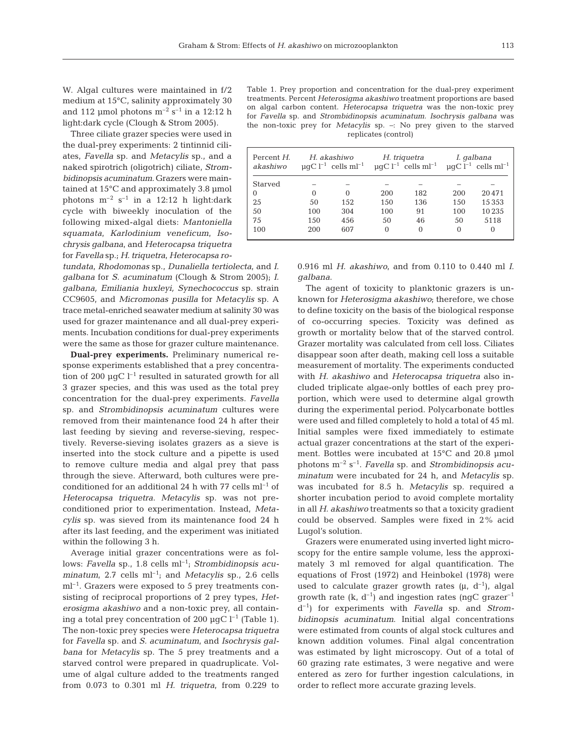W. Algal cultures were maintained in f/2 medium at 15°C, salinity approximately 30 and 112 µmol photons $m^{-2}$ $s^{-1}$ in a 12:12 h light:dark cycle (Clough & Strom 2005).

Three ciliate grazer species were used in the dual-prey experiments: 2 tintinnid ciliates, *Favella* sp. and *Metacylis* sp., and a naked spirotrich (oligotrich) ciliate, *Strombidinopsis acuminatum*. Grazers were maintained at 15°C and approximately 3.8 µmol photons $m^{-2}$ $s^{-1}$ in a 12:12 h light:dark cycle with biweekly inoculation of the following mixed-algal diets: *Mantoniella squamata*, *Karlodinium veneficum*, *Isochrysis galbana*, and *Heterocapsa triquetra* for *Favella* sp.; *H. triquetra*, *Heterocapsa rotundata*, *Rhodomonas* sp., *Dunaliella tertiolecta*, and *I. galbana* for *S. acuminatum* (Clough & Strom 2005); *I. galbana*, *Emiliania huxleyi*, *Synechococcus* sp. strain CC9605, and *Micromonas pusilla* for *Metacylis* sp. A trace metal-enriched seawater medium at salinity 30 was used for grazer maintenance and all dual-prey experiments. Incubation conditions for dual-prey experiments were the same as those for grazer culture maintenance.

**Dual-prey experiments.** Preliminary numerical response experiments established that a prey concentration of 200 µgC $l^{-1}$ resulted in saturated growth for all 3 grazer species, and this was used as the total prey concentration for the dual-prey experiments. *Favella* sp. and *Strombidinopsis acuminatum* cultures were removed from their maintenance food 24 h after their last feeding by sieving and reverse-sieving, respectively. Reverse-sieving isolates grazers as a sieve is inserted into the stock culture and a pipette is used to remove culture media and algal prey that pass through the sieve. Afterward, both cultures were preconditioned for an additional 24 h with 77 cells $ml^{-1}$ of *Heterocapsa triquetra*. *Metacylis* sp. was not preconditioned prior to experimentation. Instead, *Metacylis* sp. was sieved from its maintenance food 24 h after its last feeding, and the experiment was initiated within the following 3 h.

Average initial grazer concentrations were as follows: *Favella* sp., 1.8 cells $ml^{-1}$; *Strombidinopsis acuminatum*, 2.7 cells $ml^{-1}$; and *Metacylis* sp., 2.6 cells $ml^{-1}$. Grazers were exposed to 5 prey treatments consisting of reciprocal proportions of 2 prey types, *Heterosigma akashiwo* and a non-toxic prey, all containing a total prey concentration of 200 µgC $l^{-1}$ (Table 1). The non-toxic prey species were *Heterocapsa triquetra* for *Favella* sp. and *S. acuminatum*, and *Isochrysis galbana* for *Metacylis* sp. The 5 prey treatments and a starved control were prepared in quadruplicate. Volume of algal culture added to the treatments ranged from 0.073 to 0.301 ml *H. triquetra*, from 0.229 to 0.916 ml *H. akashiwo*, and from 0.110 to 0.440 ml *I. galbana*.

Table 1. Prey proportion and concentration for the dual-prey experiment treatments. Percent *Heterosigma akashiwo* treatment proportions are based on algal carbon content. *Heterocapsa triquetra* was the non-toxic prey for *Favella* sp. and *Strombidinopsis acuminatum*. *Isochrysis galbana* was the non-toxic prey for *Metacylis* sp. –: No prey given to the starved replicates (control)

| Percent *H. akashiwo* | *H. akashiwo* | | *H. triquetra* | | *I. galbana* | |
|---|---|---|---|---|---|---|
| | µgC $l^{-1}$ | cells $ml^{-1}$ | µgC $l^{-1}$ | cells $ml^{-1}$ | µgC $l^{-1}$ | cells $ml^{-1}$ |
| Starved | – | – | – | – | – | – |
| 0 | 0 | 0 | 200 | 182 | 200 | 20471 |
| 25 | 50 | 152 | 150 | 136 | 150 | 15353 |
| 50 | 100 | 304 | 100 | 91 | 100 | 10235 |
| 75 | 150 | 456 | 50 | 46 | 50 | 5118 |
| 100 | 200 | 607 | 0 | 0 | 0 | 0 |

The agent of toxicity to planktonic grazers is unknown for *Heterosigma akashiwo*; therefore, we chose to define toxicity on the basis of the biological response of co-occurring species. Toxicity was defined as growth or mortality below that of the starved control. Grazer mortality was calculated from cell loss. Ciliates disappear soon after death, making cell loss a suitable measurement of mortality. The experiments conducted with *H. akashiwo* and *Heterocapsa triquetra* also included triplicate algae-only bottles of each prey proportion, which were used to determine algal growth during the experimental period. Polycarbonate bottles were used and filled completely to hold a total of 45 ml. Initial samples were fixed immediately to estimate actual grazer concentrations at the start of the experiment. Bottles were incubated at 15°C and 20.8 µmol photons $m^{-2}$ $s^{-1}$. *Favella* sp. and *Strombidinopsis acuminatum* were incubated for 24 h, and *Metacylis* sp. was incubated for 8.5 h. *Metacylis* sp. required a shorter incubation period to avoid complete mortality in all *H. akashiwo* treatments so that a toxicity gradient could be observed. Samples were fixed in 2% acid Lugol's solution.

Grazers were enumerated using inverted light microscopy for the entire sample volume, less the approximately 3 ml removed for algal quantification. The equations of Frost (1972) and Heinbokel (1978) were used to calculate grazer growth rates (µ, $d^{-1}$), algal growth rate (k, $d^{-1}$) and ingestion rates (ngC grazer$^{-1}$ $d^{-1}$) for experiments with *Favella* sp. and *Strombidinopsis acuminatum.* Initial algal concentrations were estimated from counts of algal stock cultures and known addition volumes. Final algal concentration was estimated by light microscopy. Out of a total of 60 grazing rate estimates, 3 were negative and were entered as zero for further ingestion calculations, in order to reflect more accurate grazing levels.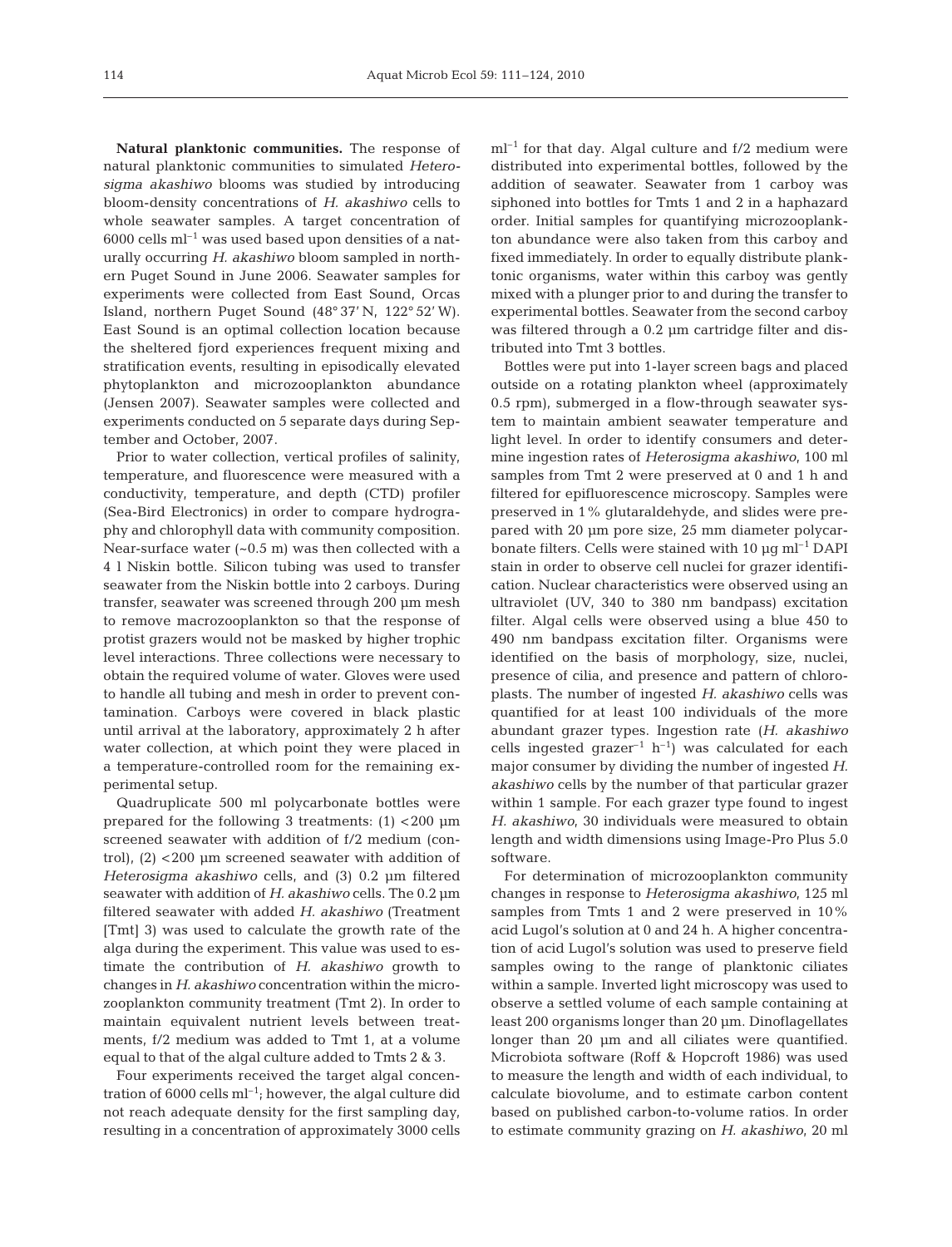**Natural planktonic communities.** The response of natural planktonic communities to simulated *Heterosigma akashiwo* blooms was studied by introducing bloom-density concentrations of *H. akashiwo* cells to whole seawater samples. A target concentration of 6000 cells $ml^{-1}$ was used based upon densities of a naturally occurring *H. akashiwo* bloom sampled in northern Puget Sound in June 2006. Seawater samples for experiments were collected from East Sound, Orcas Island, northern Puget Sound (48° 37' N, 122° 52' W). East Sound is an optimal collection location because the sheltered fjord experiences frequent mixing and stratification events, resulting in episodically elevated phytoplankton and microzooplankton abundance (Jensen 2007). Seawater samples were collected and experiments conducted on 5 separate days during September and October, 2007.

Prior to water collection, vertical profiles of salinity, temperature, and fluorescence were measured with a conductivity, temperature, and depth (CTD) profiler (Sea-Bird Electronics) in order to compare hydrography and chlorophyll data with community composition. Near-surface water (~0.5 m) was then collected with a 4 l Niskin bottle. Silicon tubing was used to transfer seawater from the Niskin bottle into 2 carboys. During transfer, seawater was screened through 200 µm mesh to remove macrozooplankton so that the response of protist grazers would not be masked by higher trophic level interactions. Three collections were necessary to obtain the required volume of water. Gloves were used to handle all tubing and mesh in order to prevent contamination. Carboys were covered in black plastic until arrival at the laboratory, approximately 2 h after water collection, at which point they were placed in a temperature-controlled room for the remaining experimental setup.

Quadruplicate 500 ml polycarbonate bottles were prepared for the following 3 treatments: (1) <200 µm screened seawater with addition of f/2 medium (control), (2) <200 µm screened seawater with addition of *Heterosigma akashiwo* cells, and (3) 0.2 µm filtered seawater with addition of *H. akashiwo* cells. The 0.2 µm filtered seawater with added *H. akashiwo* (Treatment [Tmt] 3) was used to calculate the growth rate of the alga during the experiment. This value was used to estimate the contribution of *H. akashiwo* growth to changes in *H. akashiwo* concentration within the microzooplankton community treatment (Tmt 2). In order to maintain equivalent nutrient levels between treatments, f/2 medium was added to Tmt 1, at a volume equal to that of the algal culture added to Tmts 2 & 3.

Four experiments received the target algal concentration of 6000 cells $ml^{-1}$; however, the algal culture did not reach adequate density for the first sampling day, resulting in a concentration of approximately 3000 cells $ml^{-1}$ for that day. Algal culture and f/2 medium were distributed into experimental bottles, followed by the addition of seawater. Seawater from 1 carboy was siphoned into bottles for Tmts 1 and 2 in a haphazard order. Initial samples for quantifying microzooplankton abundance were also taken from this carboy and fixed immediately. In order to equally distribute planktonic organisms, water within this carboy was gently mixed with a plunger prior to and during the transfer to experimental bottles. Seawater from the second carboy was filtered through a 0.2 µm cartridge filter and distributed into Tmt 3 bottles.

Bottles were put into 1-layer screen bags and placed outside on a rotating plankton wheel (approximately 0.5 rpm), submerged in a flow-through seawater system to maintain ambient seawater temperature and light level. In order to identify consumers and determine ingestion rates of *Heterosigma akashiwo*, 100 ml samples from Tmt 2 were preserved at 0 and 1 h and filtered for epifluorescence microscopy. Samples were preserved in 1% glutaraldehyde, and slides were prepared with 20 µm pore size, 25 mm diameter polycarbonate filters. Cells were stained with 10 µg $ml^{-1}$ DAPI stain in order to observe cell nuclei for grazer identification. Nuclear characteristics were observed using an ultraviolet (UV, 340 to 380 nm bandpass) excitation filter. Algal cells were observed using a blue 450 to 490 nm bandpass excitation filter. Organisms were identified on the basis of morphology, size, nuclei, presence of cilia, and presence and pattern of chloroplasts. The number of ingested *H. akashiwo* cells was quantified for at least 100 individuals of the more abundant grazer types. Ingestion rate (*H. akashiwo* cells ingested $grazer^{-1}$ $h^{-1}$) was calculated for each major consumer by dividing the number of ingested *H. akashiwo* cells by the number of that particular grazer within 1 sample. For each grazer type found to ingest *H. akashiwo*, 30 individuals were measured to obtain length and width dimensions using Image-Pro Plus 5.0 software.

For determination of microzooplankton community changes in response to *Heterosigma akashiwo*, 125 ml samples from Tmts 1 and 2 were preserved in 10% acid Lugol's solution at 0 and 24 h. A higher concentration of acid Lugol's solution was used to preserve field samples owing to the range of planktonic ciliates within a sample. Inverted light microscopy was used to observe a settled volume of each sample containing at least 200 organisms longer than 20 µm. Dinoflagellates longer than 20 µm and all ciliates were quantified. Microbiota software (Roff & Hopcroft 1986) was used to measure the length and width of each individual, to calculate biovolume, and to estimate carbon content based on published carbon-to-volume ratios. In order to estimate community grazing on *H. akashiwo*, 20 ml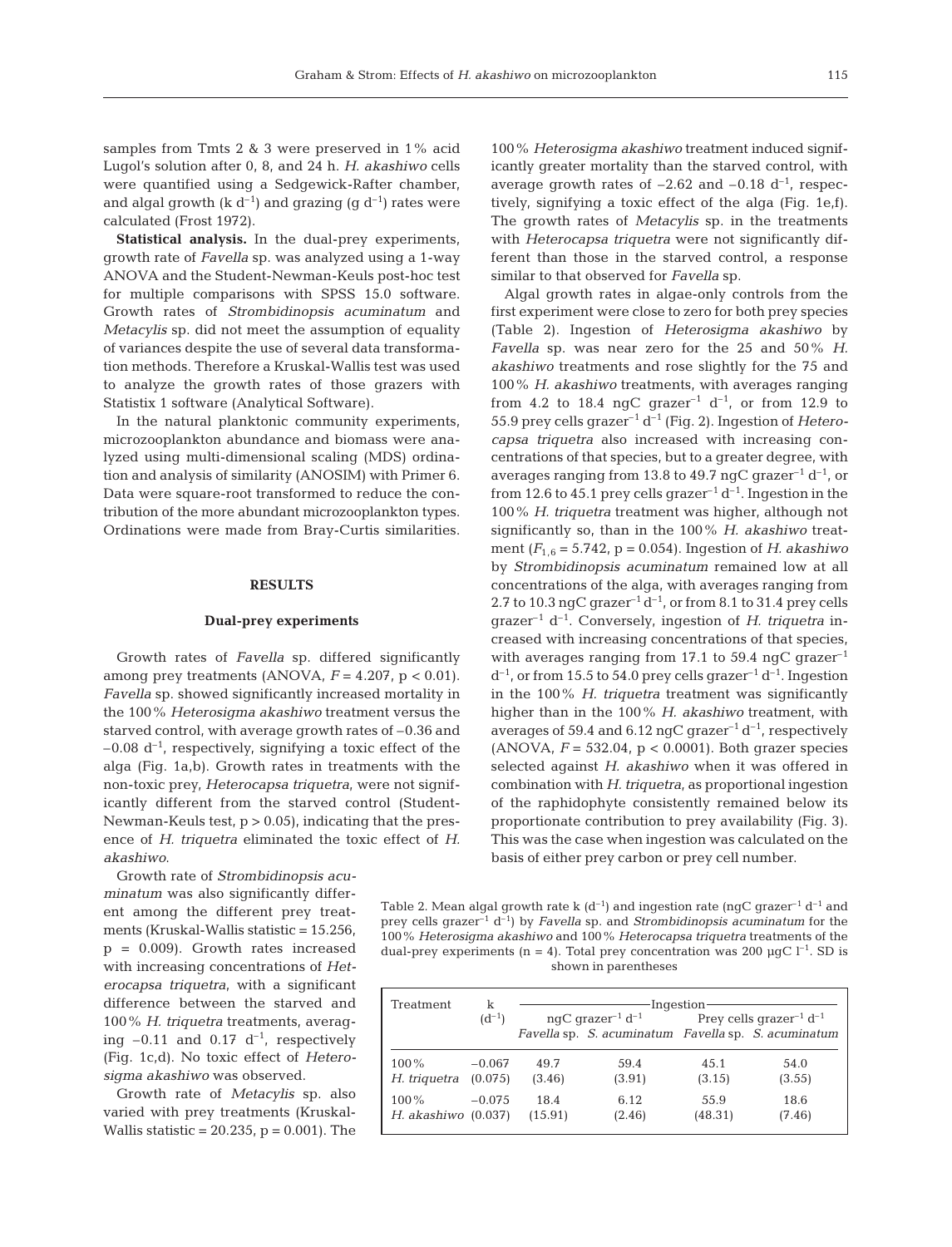samples from Tmts 2 & 3 were preserved in 1% acid Lugol's solution after 0, 8, and 24 h. *H. akashiwo* cells were quantified using a Sedgewick-Rafter chamber, and algal growth (k $d^{-1}$) and grazing (g $d^{-1}$) rates were calculated (Frost 1972).

**Statistical analysis.** In the dual-prey experiments, growth rate of *Favella* sp. was analyzed using a 1-way ANOVA and the Student-Newman-Keuls post-hoc test for multiple comparisons with SPSS 15.0 software. Growth rates of *Strombidinopsis acuminatum* and *Metacylis* sp. did not meet the assumption of equality of variances despite the use of several data transformation methods. Therefore a Kruskal-Wallis test was used to analyze the growth rates of those grazers with Statistix 1 software (Analytical Software).

In the natural planktonic community experiments, microzooplankton abundance and biomass were analyzed using multi-dimensional scaling (MDS) ordination and analysis of similarity (ANOSIM) with Primer 6. Data were square-root transformed to reduce the contribution of the more abundant microzooplankton types. Ordinations were made from Bray-Curtis similarities.

## RESULTS

### Dual-prey experiments

Growth rates of *Favella* sp. differed significantly among prey treatments (ANOVA, $F = 4.207$, $p < 0.01$). *Favella* sp. showed significantly increased mortality in the 100% *Heterosigma akashiwo* treatment versus the starved control, with average growth rates of –0.36 and –0.08 $d^{-1}$, respectively, signifying a toxic effect of the alga (Fig. 1a,b). Growth rates in treatments with the non-toxic prey, *Heterocapsa triquetra*, were not significantly different from the starved control (Student-Newman-Keuls test, $p > 0.05$), indicating that the presence of *H. triquetra* eliminated the toxic effect of *H. akashiwo*.

Growth rate of *Strombidinopsis acuminatum* was also significantly different among the different prey treatments (Kruskal-Wallis statistic = 15.256, p = 0.009). Growth rates increased with increasing concentrations of *Heterocapsa triquetra*, with a significant difference between the starved and 100% *H. triquetra* treatments, averaging –0.11 and 0.17 $d^{-1}$, respectively (Fig. 1c,d). No toxic effect of *Heterosigma akashiwo* was observed.

Growth rate of *Metacylis* sp. also varied with prey treatments (Kruskal-Wallis statistic = 20.235, p = 0.001). The 100% *Heterosigma akashiwo* treatment induced significantly greater mortality than the starved control, with average growth rates of –2.62 and –0.18 $d^{-1}$, respectively, signifying a toxic effect of the alga (Fig. 1e,f). The growth rates of *Metacylis* sp. in the treatments with *Heterocapsa triquetra* were not significantly different than those in the starved control, a response similar to that observed for *Favella* sp.

Algal growth rates in algae-only controls from the first experiment were close to zero for both prey species (Table 2). Ingestion of *Heterosigma akashiwo* by *Favella* sp. was near zero for the 25 and 50% *H. akashiwo* treatments and rose slightly for the 75 and 100% *H. akashiwo* treatments, with averages ranging from 4.2 to 18.4 ngC grazer$^{-1}$ d$^{-1}$, or from 12.9 to 55.9 prey cells grazer$^{-1}$ d$^{-1}$ (Fig. 2). Ingestion of *Heterocapsa triquetra* also increased with increasing concentrations of that species, but to a greater degree, with averages ranging from 13.8 to 49.7 ngC grazer$^{-1}$ d$^{-1}$, or from 12.6 to 45.1 prey cells grazer$^{-1}$ d$^{-1}$. Ingestion in the 100% *H. triquetra* treatment was higher, although not significantly so, than in the 100% *H. akashiwo* treatment ($F_{1,6} = 5.742$, $p = 0.054$). Ingestion of *H. akashiwo* by *Strombidinopsis acuminatum* remained low at all concentrations of the alga, with averages ranging from 2.7 to 10.3 ngC grazer$^{-1}$ d$^{-1}$, or from 8.1 to 31.4 prey cells grazer$^{-1}$ d$^{-1}$. Conversely, ingestion of *H. triquetra* increased with increasing concentrations of that species, with averages ranging from 17.1 to 59.4 ngC grazer$^{-1}$ d$^{-1}$, or from 15.5 to 54.0 prey cells grazer$^{-1}$ d$^{-1}$. Ingestion in the 100% *H. triquetra* treatment was significantly higher than in the 100% *H. akashiwo* treatment, with averages of 59.4 and 6.12 ngC grazer$^{-1}$ d$^{-1}$, respectively (ANOVA, $F = 532.04$, $p < 0.0001$). Both grazer species selected against *H. akashiwo* when it was offered in combination with *H. triquetra*, as proportional ingestion of the raphidophyte consistently remained below its proportionate contribution to prey availability (Fig. 3). This was the case when ingestion was calculated on the basis of either prey carbon or prey cell number.

Table 2. Mean algal growth rate k ($d^{-1}$) and ingestion rate (ngC grazer$^{-1}$ d$^{-1}$ and prey cells grazer$^{-1}$ d$^{-1}$) by *Favella* sp. and *Strombidinopsis acuminatum* for the 100% *Heterosigma akashiwo* and 100% *Heterocapsa triquetra* treatments of the dual-prey experiments (n = 4). Total prey concentration was 200 µgC l$^{-1}$. SD is shown in parentheses

| Treatment | k ($d^{-1}$) | Ingestion | | | |
|---|---|---|---|---|---|
| | | ngC grazer$^{-1}$ d$^{-1}$ | | Prey cells grazer$^{-1}$ d$^{-1}$ | |
| | | *Favella* sp. | *S. acuminatum* | *Favella* sp. | *S. acuminatum* |
| 100% *H. triquetra* | –0.067 (0.075) | 49.7 (3.46) | 59.4 (3.91) | 45.1 (3.15) | 54.0 (3.55) |
| 100% *H. akashiwo* | –0.075 (0.037) | 18.4 (15.91) | 6.12 (2.46) | 55.9 (48.31) | 18.6 (7.46) |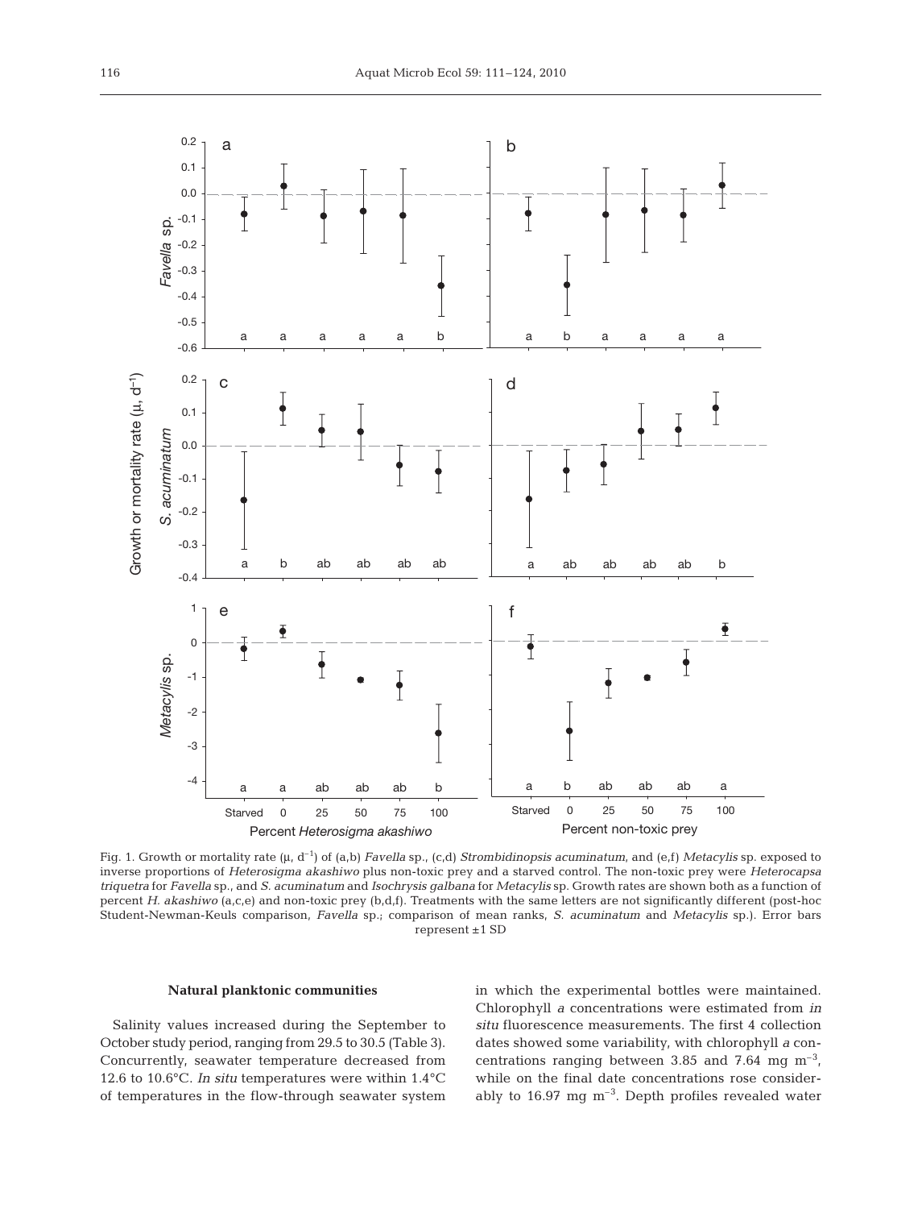a

b

c

d

e

f

Growth or mortality rate (μ, d$^{-1}$)

*Favella* sp.

*S. acuminatum*

*Metacylis* sp.

0.2
0.1
0.0
-0.1
-0.2
-0.3
-0.4
-0.5
-0.6

a a a a a b

a b a a a a

0.2
0.1
0.0
-0.1
-0.2
-0.3
-0.4

a b ab ab ab ab

a ab ab ab ab b

1
0
-1
-2
-3
-4

a a ab ab ab b

a b ab ab ab a

Starved 0 25 50 75 100

Percent *Heterosigma akashiwo*

Starved 0 25 50 75 100

Percent non-toxic prey

Fig. 1. Growth or mortality rate (μ, d$^{-1}$) of (a,b) *Favella* sp., (c,d) *Strombidinopsis acuminatum*, and (e,f) *Metacylis* sp. exposed to inverse proportions of *Heterosigma akashiwo* plus non-toxic prey and a starved control. The non-toxic prey were *Heterocapsa triquetra* for *Favella* sp., and *S. acuminatum* and *Isochrysis galbana* for *Metacylis* sp. Growth rates are shown both as a function of percent *H. akashiwo* (a,c,e) and non-toxic prey (b,d,f). Treatments with the same letters are not significantly different (post-hoc Student-Newman-Keuls comparison, *Favella* sp.; comparison of mean ranks, *S. acuminatum* and *Metacylis* sp.). Error bars represent ±1 SD

**Natural planktonic communities**

Salinity values increased during the September to October study period, ranging from 29.5 to 30.5 (Table 3). Concurrently, seawater temperature decreased from 12.6 to 10.6°C. *In situ* temperatures were within 1.4°C of temperatures in the flow-through seawater system in which the experimental bottles were maintained. Chlorophyll *a* concentrations were estimated from *in situ* fluorescence measurements. The first 4 collection dates showed some variability, with chlorophyll *a* concentrations ranging between 3.85 and 7.64 mg m$^{-3}$, while on the final date concentrations rose considerably to 16.97 mg m$^{-3}$. Depth profiles revealed water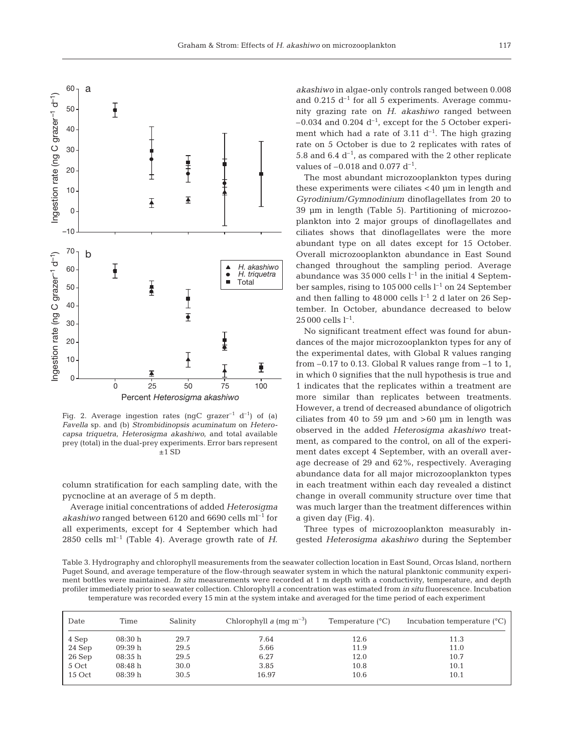a

60
50
40
30
20
10
0
–10

Ingestion rate (ng C grazer$^{-1}$ d$^{-1}$)

b

70
60
50
40
30
20
10
0

Ingestion rate (ng C grazer$^{-1}$ d$^{-1}$)

*H. akashiwo*
*H. triquetra*
Total

0 25 50 75 100

Percent *Heterosigma akashiwo*

Fig. 2. Average ingestion rates (ngC grazer$^{-1}$ d$^{-1}$) of (a) *Favella* sp. and (b) *Strombidinopsis acuminatum* on *Heterocapsa triquetra*, *Heterosigma akashiwo*, and total available prey (total) in the dual-prey experiments. Error bars represent ±1 SD

column stratification for each sampling date, with the pycnocline at an average of 5 m depth.

Average initial concentrations of added *Heterosigma akashiwo* ranged between 6120 and 6690 cells ml$^{-1}$ for all experiments, except for 4 September which had 2850 cells ml$^{-1}$ (Table 4). Average growth rate of *H. akashiwo* in algae-only controls ranged between 0.008 and 0.215 d$^{-1}$ for all 5 experiments. Average community grazing rate on *H. akashiwo* ranged between –0.034 and 0.204 d$^{-1}$, except for the 5 October experiment which had a rate of 3.11 d$^{-1}$. The high grazing rate on 5 October is due to 2 replicates with rates of 5.8 and 6.4 d$^{-1}$, as compared with the 2 other replicate values of –0.018 and 0.077 d$^{-1}$.

The most abundant microzooplankton types during these experiments were ciliates <40 µm in length and *Gyrodinium*/*Gymnodinium* dinoflagellates from 20 to 39 µm in length (Table 5). Partitioning of microzooplankton into 2 major groups of dinoflagellates and ciliates shows that dinoflagellates were the more abundant type on all dates except for 15 October. Overall microzooplankton abundance in East Sound changed throughout the sampling period. Average abundance was 35 000 cells l$^{-1}$ in the initial 4 September samples, rising to 105 000 cells l$^{-1}$ on 24 September and then falling to 48 000 cells l$^{-1}$ 2 d later on 26 September. In October, abundance decreased to below 25 000 cells l$^{-1}$.

No significant treatment effect was found for abundances of the major microzooplankton types for any of the experimental dates, with Global R values ranging from –0.17 to 0.13. Global R values range from –1 to 1, in which 0 signifies that the null hypothesis is true and 1 indicates that the replicates within a treatment are more similar than replicates between treatments. However, a trend of decreased abundance of oligotrich ciliates from 40 to 59 µm and >60 µm in length was observed in the added *Heterosigma akashiwo* treatment, as compared to the control, on all of the experiment dates except 4 September, with an overall average decrease of 29 and 62%, respectively. Averaging abundance data for all major microzooplankton types in each treatment within each day revealed a distinct change in overall community structure over time that was much larger than the treatment differences within a given day (Fig. 4).

Three types of microzooplankton measurably ingested *Heterosigma akashiwo* during the September

Table 3. Hydrography and chlorophyll measurements from the seawater collection location in East Sound, Orcas Island, northern Puget Sound, and average temperature of the flow-through seawater system in which the natural planktonic community experiment bottles were maintained. *In situ* measurements were recorded at 1 m depth with a conductivity, temperature, and depth profiler immediately prior to seawater collection. Chlorophyll *a* concentration was estimated from *in situ* fluorescence. Incubation temperature was recorded every 15 min at the system intake and averaged for the time period of each experiment

| Date | Time | Salinity | Chlorophyll *a* (mg m$^{-3}$) | Temperature (°C) | Incubation temperature (°C) |
|---|---|---|---|---|---|
| 4 Sep | 08:30 h | 29.7 | 7.64 | 12.6 | 11.3 |
| 24 Sep | 09:39 h | 29.5 | 5.66 | 11.9 | 11.0 |
| 26 Sep | 08:35 h | 29.5 | 6.27 | 12.0 | 10.7 |
| 5 Oct | 08:48 h | 30.0 | 3.85 | 10.8 | 10.1 |
| 15 Oct | 08:39 h | 30.5 | 16.97 | 10.6 | 10.1 |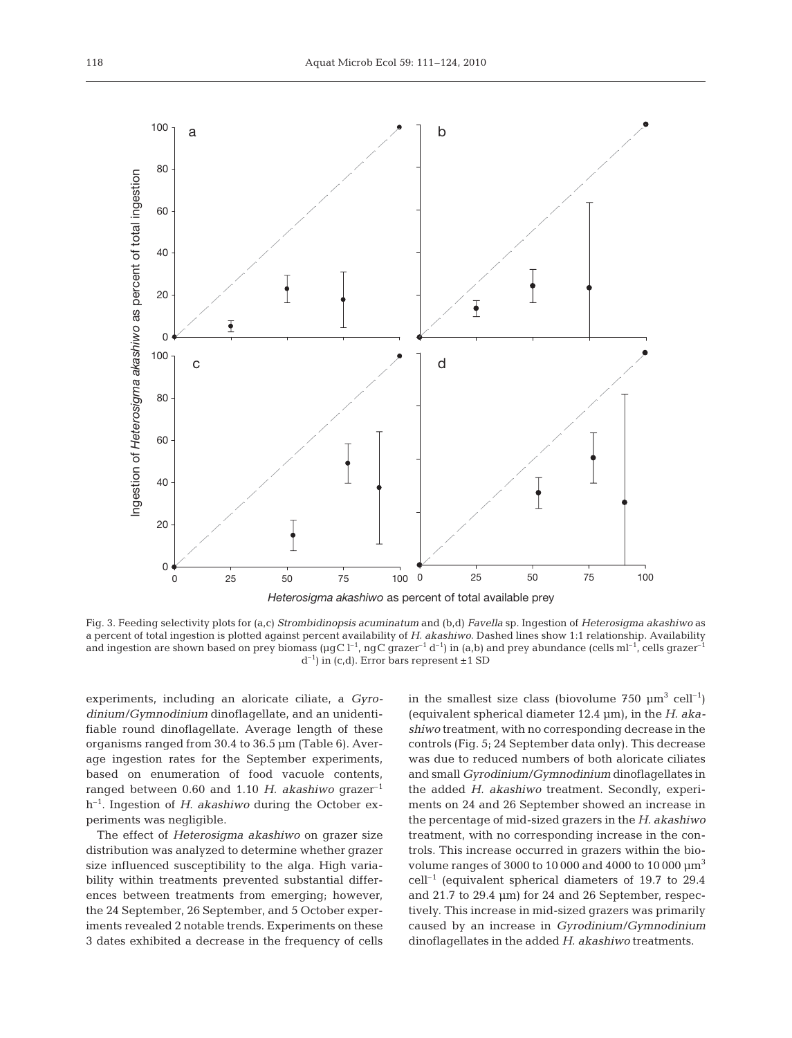a

b

c

d

100

80

60

40

20

0

Ingestion of *Heterosigma akashiwo* as percent of total ingestion

0 25 50 75 100 0 25 50 75 100

*Heterosigma akashiwo* as percent of total available prey

Fig. 3. Feeding selectivity plots for (a,c) *Strombidinopsis acuminatum* and (b,d) *Favella* sp. Ingestion of *Heterosigma akashiwo* as a percent of total ingestion is plotted against percent availability of *H. akashiwo*. Dashed lines show 1:1 relationship. Availability and ingestion are shown based on prey biomass (µgC $l^{-1}$, ngC $grazer^{-1}$ $d^{-1}$) in (a,b) and prey abundance (cells $ml^{-1}$, cells $grazer^{-1}$ $d^{-1}$) in (c,d). Error bars represent ±1 SD

experiments, including an aloricate ciliate, a *Gyrodinium*/*Gymnodinium* dinoflagellate, and an unidentifiable round dinoflagellate. Average length of these organisms ranged from 30.4 to 36.5 µm (Table 6). Average ingestion rates for the September experiments, based on enumeration of food vacuole contents, ranged between 0.60 and 1.10 *H. akashiwo* $grazer^{-1}$ $h^{-1}$. Ingestion of *H. akashiwo* during the October experiments was negligible.

The effect of *Heterosigma akashiwo* on grazer size distribution was analyzed to determine whether grazer size influenced susceptibility to the alga. High variability within treatments prevented substantial differences between treatments from emerging; however, the 24 September, 26 September, and 5 October experiments revealed 2 notable trends. Experiments on these 3 dates exhibited a decrease in the frequency of cells in the smallest size class (biovolume 750 $µm^3$ $cell^{-1}$) (equivalent spherical diameter 12.4 µm), in the *H. akashiwo* treatment, with no corresponding decrease in the controls (Fig. 5; 24 September data only). This decrease was due to reduced numbers of both aloricate ciliates and small *Gyrodinium*/*Gymnodinium* dinoflagellates in the added *H. akashiwo* treatment. Secondly, experiments on 24 and 26 September showed an increase in the percentage of mid-sized grazers in the *H. akashiwo* treatment, with no corresponding increase in the controls. This increase occurred in grazers within the biovolume ranges of 3000 to 10 000 and 4000 to 10 000 $µm^3$ $cell^{-1}$ (equivalent spherical diameters of 19.7 to 29.4 and 21.7 to 29.4 µm) for 24 and 26 September, respectively. This increase in mid-sized grazers was primarily caused by an increase in *Gyrodinium*/*Gymnodinium* dinoflagellates in the added *H. akashiwo* treatments.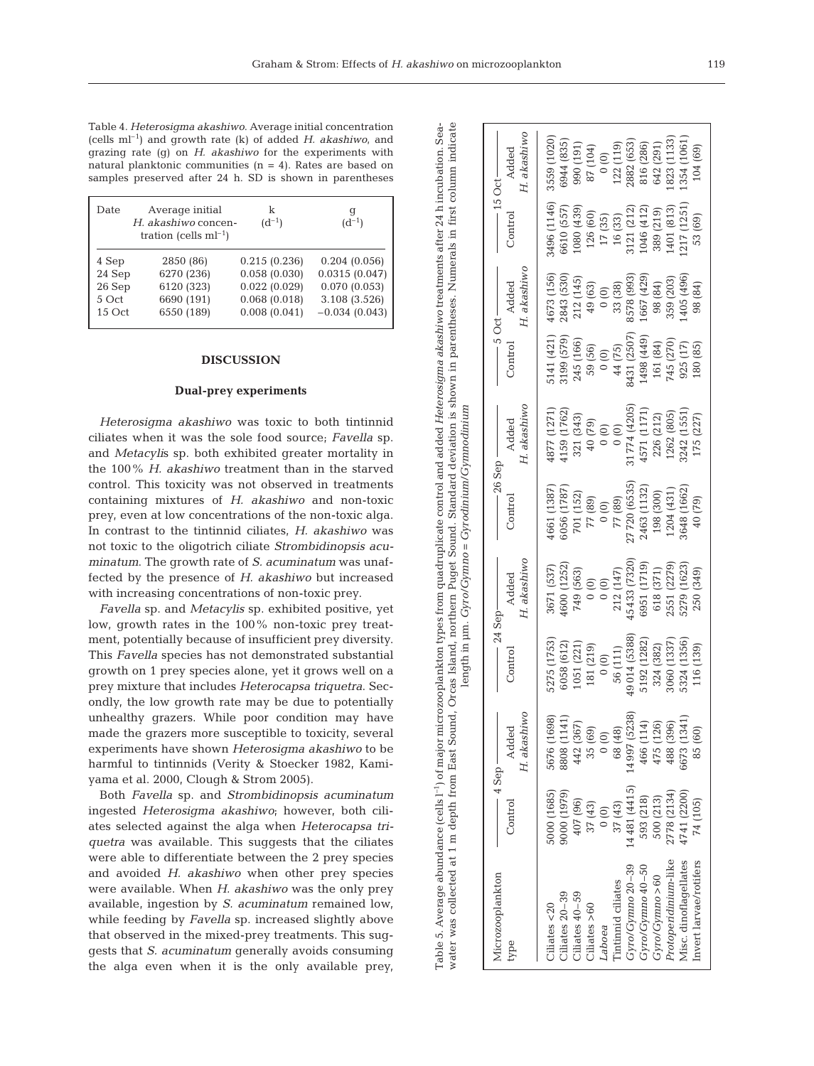Table 4. *Heterosigma akashiwo*. Average initial concentration (cells $ml^{-1}$) and growth rate (k) of added *H. akashiwo*, and grazing rate (g) on *H. akashiwo* for the experiments with natural planktonic communities (n = 4). Rates are based on samples preserved after 24 h. SD is shown in parentheses

| Date | Average initial *H. akashiwo* concentration (cells $ml^{-1}$) | k ($d^{-1}$) | g ($d^{-1}$) |
|---|---|---|---|
| 4 Sep | 2850 (86) | 0.215 (0.236) | 0.204 (0.056) |
| 24 Sep | 6270 (236) | 0.058 (0.030) | 0.0315 (0.047) |
| 26 Sep | 6120 (323) | 0.022 (0.029) | 0.070 (0.053) |
| 5 Oct | 6690 (191) | 0.068 (0.018) | 3.108 (3.526) |
| 15 Oct | 6550 (189) | 0.008 (0.041) | −0.034 (0.043) |

## DISCUSSION

### Dual-prey experiments

*Heterosigma akashiwo* was toxic to both tintinnid ciliates when it was the sole food source; *Favella* sp. and *Metacylis* sp. both exhibited greater mortality in the 100% *H. akashiwo* treatment than in the starved control. This toxicity was not observed in treatments containing mixtures of *H. akashiwo* and non-toxic prey, even at low concentrations of the non-toxic alga. In contrast to the tintinnid ciliates, *H. akashiwo* was not toxic to the oligotrich ciliate *Strombidinopsis acuminatum*. The growth rate of *S. acuminatum* was unaffected by the presence of *H. akashiwo* but increased with increasing concentrations of non-toxic prey.

*Favella* sp. and *Metacylis* sp. exhibited positive, yet low, growth rates in the 100% non-toxic prey treatment, potentially because of insufficient prey diversity. This *Favella* species has not demonstrated substantial growth on 1 prey species alone, yet it grows well on a prey mixture that includes *Heterocapsa triquetra*. Secondly, the low growth rate may be due to potentially unhealthy grazers. While poor condition may have made the grazers more susceptible to toxicity, several experiments have shown *Heterosigma akashiwo* to be harmful to tintinnids (Verity & Stoecker 1982, Kamiyama et al. 2000, Clough & Strom 2005).

Both *Favella* sp. and *Strombidinopsis acuminatum* ingested *Heterosigma akashiwo*; however, both ciliates selected against the alga when *Heterocapsa triquetra* was available. This suggests that the ciliates were able to differentiate between the 2 prey species and avoided *H. akashiwo* when other prey species were available. When *H. akashiwo* was the only prey available, ingestion by *S. acuminatum* remained low, while feeding by *Favella* sp. increased slightly above that observed in the mixed-prey treatments. This suggests that *S. acuminatum* generally avoids consuming the alga even when it is the only available prey,

Table 5. Average abundance (cells $l^{-1}$) of major microzooplankton types from quadruplicate control and added *Heterosigma akashiwo* treatments after 24 h incubation. Seawater was collected at 1 m depth from East Sound, Orcas Island, northern Puget Sound. Standard deviation is shown in parentheses. Numerals in first column indicate length in µm. *Gyro/Gymno* = *Gyrodinium/Gymnodinium*

| Microzooplankton type | 4 Sep | | 24 Sep | | 26 Sep | | 5 Oct | | 15 Oct | |
|---|---|---|---|---|---|---|---|---|---|---|
| | Control | Added *H. akashiwo* | Control | Added *H. akashiwo* | Control | Added *H. akashiwo* | Control | Added *H. akashiwo* | Control | Added *H. akashiwo* |
| Ciliates <20 | 5000 (1685) | 5676 (1698) | 5275 (1753) | 3671 (537) | 4661 (1387) | 4877 (1271) | 5141 (421) | 4673 (156) | 3496 (1146) | 3559 (1020) |
| Ciliates 20–39 | 9000 (1979) | 8808 (1141) | 6058 (612) | 4600 (1252) | 6056 (1787) | 4159 (1762) | 3199 (579) | 2843 (530) | 6610 (557) | 6944 (835) |
| Ciliates 40–59 | 407 (96) | 442 (367) | 1051 (221) | 749 (563) | 701 (152) | 321 (343) | 245 (166) | 212 (145) | 1080 (439) | 990 (191) |
| Ciliates >60 | 37 (43) | 35 (69) | 181 (219) | 0 (0) | 77 (89) | 40 (79) | 59 (56) | 49 (63) | 126 (60) | 87 (104) |
| *Laboea* | 0 (0) | 0 (0) | 0 (0) | 0 (0) | 0 (0) | 0 (0) | 0 (0) | 0 (0) | 17 (35) | 0 (0) |
| Tintinnid ciliates | 37 (43) | 68 (48) | 56 (111) | 212 (147) | 77 (89) | 0 (0) | 44 (75) | 33 (38) | 16 (33) | 122 (119) |
| *Gyro/Gymno* 20–39 | 14 481 (4415) | 14 997 (5238) | 49 014 (5388) | 45 433 (7320) | 27 720 (6535) | 31 774 (4205) | 8431 (2507) | 8578 (993) | 3121 (212) | 2882 (653) |
| *Gyro/Gymno* 40–50 | 593 (218) | 466 (114) | 5192 (1282) | 6951 (1719) | 2463 (1132) | 4571 (1171) | 1498 (449) | 1667 (429) | 1046 (412) | 816 (286) |
| *Gyro/Gymno* >60 | 500 (213) | 475 (126) | 324 (382) | 618 (371) | 198 (300) | 226 (212) | 161 (84) | 98 (84) | 389 (219) | 642 (291) |
| *Protoperidinium*-like | 2778 (2134) | 488 (396) | 3060 (1337) | 2551 (2279) | 1204 (431) | 1262 (805) | 745 (270) | 359 (203) | 1401 (813) | 1823 (1133) |
| Misc. dinoflagellates | 4741 (2200) | 6673 (1341) | 5324 (1356) | 5279 (1623) | 3648 (1662) | 3242 (1551) | 925 (17) | 1405 (496) | 1217 (1251) | 1354 (1061) |
| Invert larvae/rotifers | 74 (105) | 85 (60) | 116 (139) | 250 (349) | 40 (79) | 175 (227) | 180 (85) | 98 (84) | 53 (69) | 104 (69) |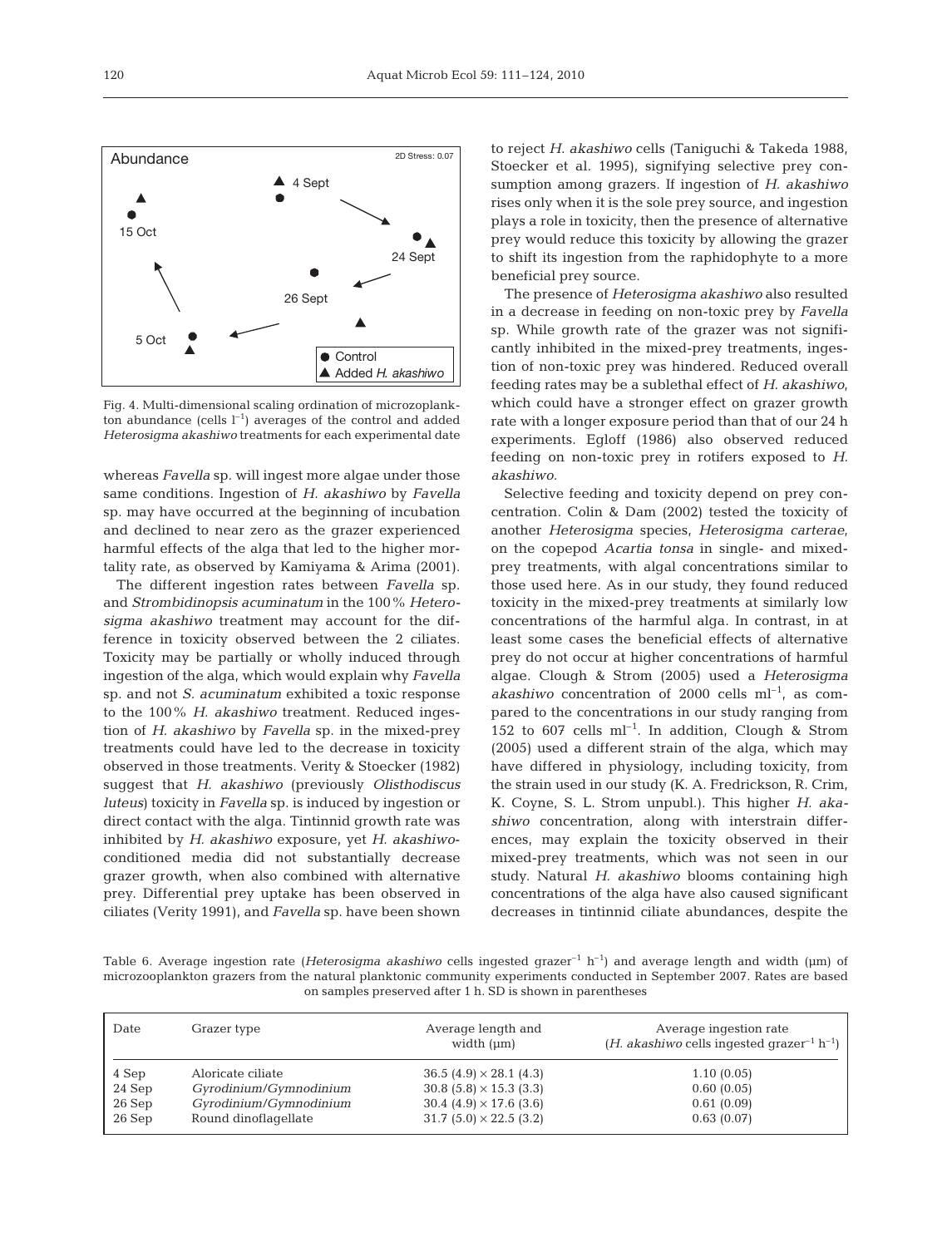Abundance

2D Stress: 0.07

4 Sept

24 Sept

26 Sept

5 Oct

15 Oct

Control

Added *H. akashiwo*

Fig. 4. Multi-dimensional scaling ordination of microzooplankton abundance (cells $l^{-1}$) averages of the control and added *Heterosigma akashiwo* treatments for each experimental date

whereas *Favella* sp. will ingest more algae under those same conditions. Ingestion of *H. akashiwo* by *Favella* sp. may have occurred at the beginning of incubation and declined to near zero as the grazer experienced harmful effects of the alga that led to the higher mortality rate, as observed by Kamiyama & Arima (2001).

The different ingestion rates between *Favella* sp. and *Strombidinopsis acuminatum* in the 100% *Heterosigma akashiwo* treatment may account for the difference in toxicity observed between the 2 ciliates. Toxicity may be partially or wholly induced through ingestion of the alga, which would explain why *Favella* sp. and not *S. acuminatum* exhibited a toxic response to the 100% *H. akashiwo* treatment. Reduced ingestion of *H. akashiwo* by *Favella* sp. in the mixed-prey treatments could have led to the decrease in toxicity observed in those treatments. Verity & Stoecker (1982) suggest that *H. akashiwo* (previously *Olisthodiscus luteus*) toxicity in *Favella* sp. is induced by ingestion or direct contact with the alga. Tintinnid growth rate was inhibited by *H. akashiwo* exposure, yet *H. akashiwo*-conditioned media did not substantially decrease grazer growth, when also combined with alternative prey. Differential prey uptake has been observed in ciliates (Verity 1991), and *Favella* sp. have been shown to reject *H. akashiwo* cells (Taniguchi & Takeda 1988, Stoecker et al. 1995), signifying selective prey consumption among grazers. If ingestion of *H. akashiwo* rises only when it is the sole prey source, and ingestion plays a role in toxicity, then the presence of alternative prey would reduce this toxicity by allowing the grazer to shift its ingestion from the raphidophyte to a more beneficial prey source.

The presence of *Heterosigma akashiwo* also resulted in a decrease in feeding on non-toxic prey by *Favella* sp. While growth rate of the grazer was not significantly inhibited in the mixed-prey treatments, ingestion of non-toxic prey was hindered. Reduced overall feeding rates may be a sublethal effect of *H. akashiwo*, which could have a stronger effect on grazer growth rate with a longer exposure period than that of our 24 h experiments. Egloff (1986) also observed reduced feeding on non-toxic prey in rotifers exposed to *H. akashiwo*.

Selective feeding and toxicity depend on prey concentration. Colin & Dam (2002) tested the toxicity of another *Heterosigma* species, *Heterosigma carterae*, on the copepod *Acartia tonsa* in single- and mixed-prey treatments, with algal concentrations similar to those used here. As in our study, they found reduced toxicity in the mixed-prey treatments at similarly low concentrations of the harmful alga. In contrast, in at least some cases the beneficial effects of alternative prey do not occur at higher concentrations of harmful algae. Clough & Strom (2005) used a *Heterosigma akashiwo* concentration of 2000 cells $ml^{-1}$, as compared to the concentrations in our study ranging from 152 to 607 cells $ml^{-1}$. In addition, Clough & Strom (2005) used a different strain of the alga, which may have differed in physiology, including toxicity, from the strain used in our study (K. A. Fredrickson, R. Crim, K. Coyne, S. L. Strom unpubl.). This higher *H. akashiwo* concentration, along with interstrain differences, may explain the toxicity observed in their mixed-prey treatments, which was not seen in our study. Natural *H. akashiwo* blooms containing high concentrations of the alga have also caused significant decreases in tintinnid ciliate abundances, despite the

Table 6. Average ingestion rate (*Heterosigma akashiwo* cells ingested grazer$^{-1}$ h$^{-1}$) and average length and width (µm) of microzooplankton grazers from the natural planktonic community experiments conducted in September 2007. Rates are based on samples preserved after 1 h. SD is shown in parentheses

| Date | Grazer type | Average length and width (µm) | Average ingestion rate (*H. akashiwo* cells ingested grazer$^{-1}$ h$^{-1}$) |
|---|---|---|---|
| 4 Sep | Aloricate ciliate | 36.5 (4.9) × 28.1 (4.3) | 1.10 (0.05) |
| 24 Sep | *Gyrodinium*/*Gymnodinium* | 30.8 (5.8) × 15.3 (3.3) | 0.60 (0.05) |
| 26 Sep | *Gyrodinium*/*Gymnodinium* | 30.4 (4.9) × 17.6 (3.6) | 0.61 (0.09) |
| 26 Sep | Round dinoflagellate | 31.7 (5.0) × 22.5 (3.2) | 0.63 (0.07) |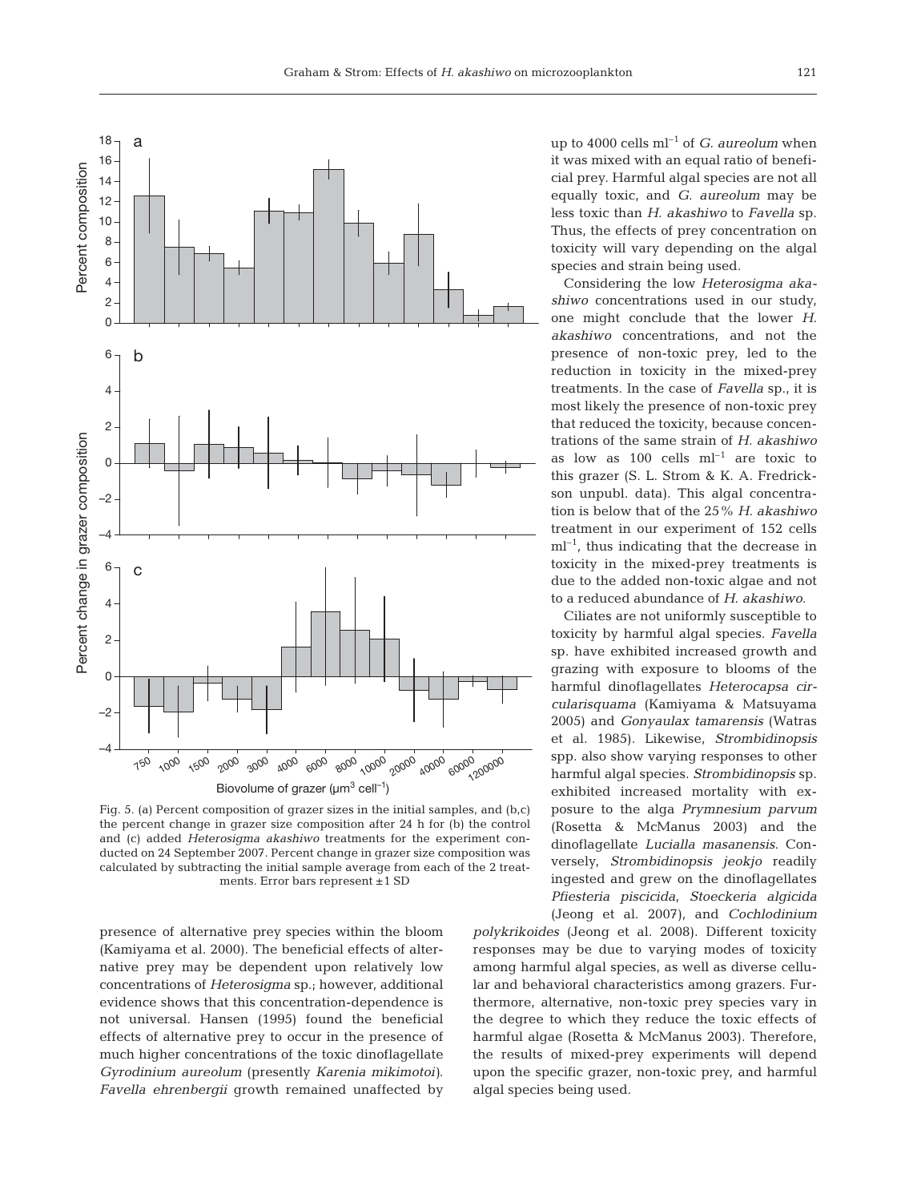a

18
16
14
12
10
8
6
4
2
0

Percent composition

b

6
4
2
0
−2
−4

c

6
4
2
0
−2
−4

Percent change in grazer composition

750 1000 1500 2000 3000 4000 6000 8000 10000 20000 40000 60000 1200000

Biovolume of grazer (µm$^3$ cell$^{-1}$)

Fig. 5. (a) Percent composition of grazer sizes in the initial samples, and (b,c) the percent change in grazer size composition after 24 h for (b) the control and (c) added *Heterosigma akashiwo* treatments for the experiment conducted on 24 September 2007. Percent change in grazer size composition was calculated by subtracting the initial sample average from each of the 2 treatments. Error bars represent ±1 SD

presence of alternative prey species within the bloom (Kamiyama et al. 2000). The beneficial effects of alternative prey may be dependent upon relatively low concentrations of *Heterosigma* sp.; however, additional evidence shows that this concentration-dependence is not universal. Hansen (1995) found the beneficial effects of alternative prey to occur in the presence of much higher concentrations of the toxic dinoflagellate *Gyrodinium aureolum* (presently *Karenia mikimotoi*). *Favella ehrenbergii* growth remained unaffected by up to 4000 cells ml$^{-1}$ of *G. aureolum* when it was mixed with an equal ratio of beneficial prey. Harmful algal species are not all equally toxic, and *G. aureolum* may be less toxic than *H. akashiwo* to *Favella* sp. Thus, the effects of prey concentration on toxicity will vary depending on the algal species and strain being used.

Considering the low *Heterosigma akashiwo* concentrations used in our study, one might conclude that the lower *H. akashiwo* concentrations, and not the presence of non-toxic prey, led to the reduction in toxicity in the mixed-prey treatments. In the case of *Favella* sp., it is most likely the presence of non-toxic prey that reduced the toxicity, because concentrations of the same strain of *H. akashiwo* as low as 100 cells ml$^{-1}$ are toxic to this grazer (S. L. Strom & K. A. Fredrickson unpubl. data). This algal concentration is below that of the 25% *H. akashiwo* treatment in our experiment of 152 cells ml$^{-1}$, thus indicating that the decrease in toxicity in the mixed-prey treatments is due to the added non-toxic algae and not to a reduced abundance of *H. akashiwo*.

Ciliates are not uniformly susceptible to toxicity by harmful algal species. *Favella* sp. have exhibited increased growth and grazing with exposure to blooms of the harmful dinoflagellates *Heterocapsa circularisquama* (Kamiyama & Matsuyama 2005) and *Gonyaulax tamarensis* (Watras et al. 1985). Likewise, *Strombidinopsis* spp. also show varying responses to other harmful algal species. *Strombidinopsis* sp. exhibited increased mortality with exposure to the alga *Prymnesium parvum* (Rosetta & McManus 2003) and the dinoflagellate *Lucialla masanensis*. Conversely, *Strombidinopsis jeokjo* readily ingested and grew on the dinoflagellates *Pfiesteria piscicida*, *Stoeckeria algicida* (Jeong et al. 2007), and *Cochlodinium polykrikoides* (Jeong et al. 2008). Different toxicity responses may be due to varying modes of toxicity among harmful algal species, as well as diverse cellular and behavioral characteristics among grazers. Furthermore, alternative, non-toxic prey species vary in the degree to which they reduce the toxic effects of harmful algae (Rosetta & McManus 2003). Therefore, the results of mixed-prey experiments will depend upon the specific grazer, non-toxic prey, and harmful algal species being used.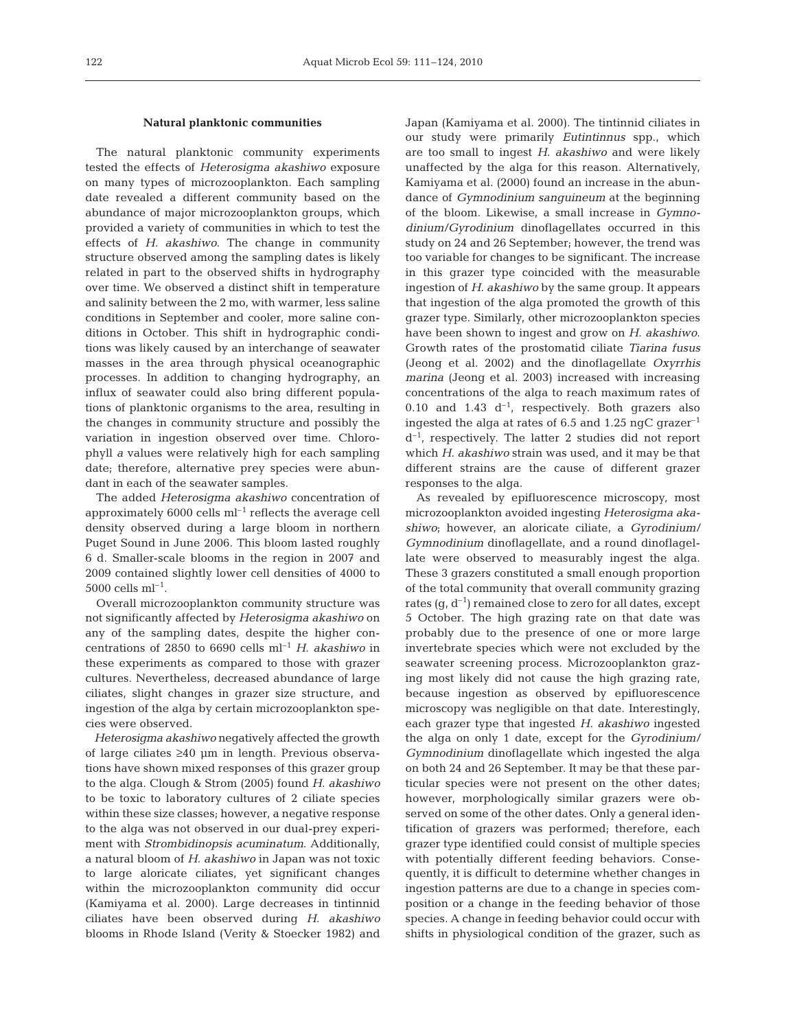### Natural planktonic communities

The natural planktonic community experiments tested the effects of *Heterosigma akashiwo* exposure on many types of microzooplankton. Each sampling date revealed a different community based on the abundance of major microzooplankton groups, which provided a variety of communities in which to test the effects of *H. akashiwo*. The change in community structure observed among the sampling dates is likely related in part to the observed shifts in hydrography over time. We observed a distinct shift in temperature and salinity between the 2 mo, with warmer, less saline conditions in September and cooler, more saline conditions in October. This shift in hydrographic conditions was likely caused by an interchange of seawater masses in the area through physical oceanographic processes. In addition to changing hydrography, an influx of seawater could also bring different populations of planktonic organisms to the area, resulting in the changes in community structure and possibly the variation in ingestion observed over time. Chlorophyll *a* values were relatively high for each sampling date; therefore, alternative prey species were abundant in each of the seawater samples.

The added *Heterosigma akashiwo* concentration of approximately 6000 cells $ml^{-1}$ reflects the average cell density observed during a large bloom in northern Puget Sound in June 2006. This bloom lasted roughly 6 d. Smaller-scale blooms in the region in 2007 and 2009 contained slightly lower cell densities of 4000 to 5000 cells $ml^{-1}$.

Overall microzooplankton community structure was not significantly affected by *Heterosigma akashiwo* on any of the sampling dates, despite the higher concentrations of 2850 to 6690 cells $ml^{-1}$ *H. akashiwo* in these experiments as compared to those with grazer cultures. Nevertheless, decreased abundance of large ciliates, slight changes in grazer size structure, and ingestion of the alga by certain microzooplankton species were observed.

*Heterosigma akashiwo* negatively affected the growth of large ciliates ≥40 µm in length. Previous observations have shown mixed responses of this grazer group to the alga. Clough & Strom (2005) found *H. akashiwo* to be toxic to laboratory cultures of 2 ciliate species within these size classes; however, a negative response to the alga was not observed in our dual-prey experiment with *Strombidinopsis acuminatum*. Additionally, a natural bloom of *H. akashiwo* in Japan was not toxic to large aloricate ciliates, yet significant changes within the microzooplankton community did occur (Kamiyama et al. 2000). Large decreases in tintinnid ciliates have been observed during *H. akashiwo* blooms in Rhode Island (Verity & Stoecker 1982) and Japan (Kamiyama et al. 2000). The tintinnid ciliates in our study were primarily *Eutintinnus* spp., which are too small to ingest *H. akashiwo* and were likely unaffected by the alga for this reason. Alternatively, Kamiyama et al. (2000) found an increase in the abundance of *Gymnodinium sanguineum* at the beginning of the bloom. Likewise, a small increase in *Gymnodinium*/*Gyrodinium* dinoflagellates occurred in this study on 24 and 26 September; however, the trend was too variable for changes to be significant. The increase in this grazer type coincided with the measurable ingestion of *H. akashiwo* by the same group. It appears that ingestion of the alga promoted the growth of this grazer type. Similarly, other microzooplankton species have been shown to ingest and grow on *H. akashiwo*. Growth rates of the prostomatid ciliate *Tiarina fusus* (Jeong et al. 2002) and the dinoflagellate *Oxyrrhis marina* (Jeong et al. 2003) increased with increasing concentrations of the alga to reach maximum rates of 0.10 and 1.43 $d^{-1}$, respectively. Both grazers also ingested the alga at rates of 6.5 and 1.25 ngC $grazer^{-1}$ $d^{-1}$, respectively. The latter 2 studies did not report which *H. akashiwo* strain was used, and it may be that different strains are the cause of different grazer responses to the alga.

As revealed by epifluorescence microscopy, most microzooplankton avoided ingesting *Heterosigma akashiwo*; however, an aloricate ciliate, a *Gyrodinium*/*Gymnodinium* dinoflagellate, and a round dinoflagellate were observed to measurably ingest the alga. These 3 grazers constituted a small enough proportion of the total community that overall community grazing rates (g, $d^{-1}$) remained close to zero for all dates, except 5 October. The high grazing rate on that date was probably due to the presence of one or more large invertebrate species which were not excluded by the seawater screening process. Microzooplankton grazing most likely did not cause the high grazing rate, because ingestion as observed by epifluorescence microscopy was negligible on that date. Interestingly, each grazer type that ingested *H. akashiwo* ingested the alga on only 1 date, except for the *Gyrodinium*/*Gymnodinium* dinoflagellate which ingested the alga on both 24 and 26 September. It may be that these particular species were not present on the other dates; however, morphologically similar grazers were observed on some of the other dates. Only a general identification of grazers was performed; therefore, each grazer type identified could consist of multiple species with potentially different feeding behaviors. Consequently, it is difficult to determine whether changes in ingestion patterns are due to a change in species composition or a change in the feeding behavior of those species. A change in feeding behavior could occur with shifts in physiological condition of the grazer, such as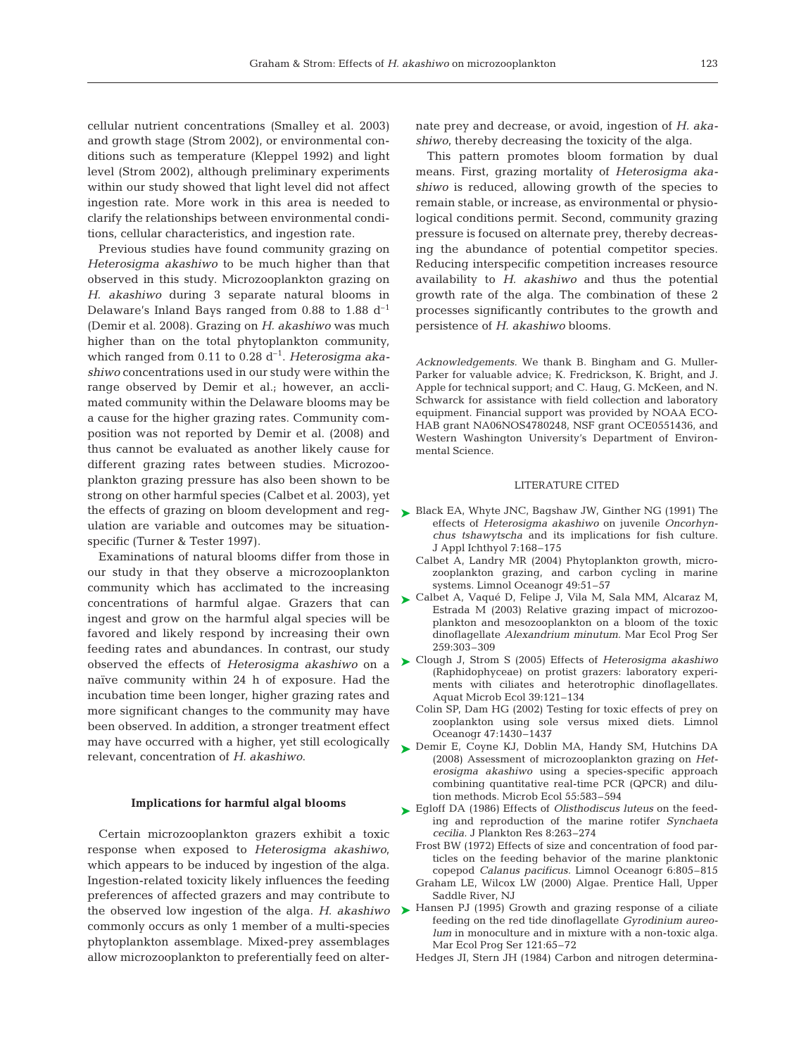cellular nutrient concentrations (Smalley et al. 2003) and growth stage (Strom 2002), or environmental conditions such as temperature (Kleppel 1992) and light level (Strom 2002), although preliminary experiments within our study showed that light level did not affect ingestion rate. More work in this area is needed to clarify the relationships between environmental conditions, cellular characteristics, and ingestion rate.

Previous studies have found community grazing on *Heterosigma akashiwo* to be much higher than that observed in this study. Microzooplankton grazing on *H. akashiwo* during 3 separate natural blooms in Delaware's Inland Bays ranged from 0.88 to 1.88 $d^{-1}$ (Demir et al. 2008). Grazing on *H. akashiwo* was much higher than on the total phytoplankton community, which ranged from 0.11 to 0.28 $d^{-1}$. *Heterosigma akashiwo* concentrations used in our study were within the range observed by Demir et al.; however, an acclimated community within the Delaware blooms may be a cause for the higher grazing rates. Community composition was not reported by Demir et al. (2008) and thus cannot be evaluated as another likely cause for different grazing rates between studies. Microzooplankton grazing pressure has also been shown to be strong on other harmful species (Calbet et al. 2003), yet the effects of grazing on bloom development and regulation are variable and outcomes may be situation-specific (Turner & Tester 1997).

Examinations of natural blooms differ from those in our study in that they observe a microzooplankton community which has acclimated to the increasing concentrations of harmful algae. Grazers that can ingest and grow on the harmful algal species will be favored and likely respond by increasing their own feeding rates and abundances. In contrast, our study observed the effects of *Heterosigma akashiwo* on a naïve community within 24 h of exposure. Had the incubation time been longer, higher grazing rates and more significant changes to the community may have been observed. In addition, a stronger treatment effect may have occurred with a higher, yet still ecologically relevant, concentration of *H. akashiwo*.

### Implications for harmful algal blooms

Certain microzooplankton grazers exhibit a toxic response when exposed to *Heterosigma akashiwo*, which appears to be induced by ingestion of the alga. Ingestion-related toxicity likely influences the feeding preferences of affected grazers and may contribute to the observed low ingestion of the alga. *H. akashiwo* commonly occurs as only 1 member of a multi-species phytoplankton assemblage. Mixed-prey assemblages allow microzooplankton to preferentially feed on alternate prey and decrease, or avoid, ingestion of *H. akashiwo*, thereby decreasing the toxicity of the alga.

This pattern promotes bloom formation by dual means. First, grazing mortality of *Heterosigma akashiwo* is reduced, allowing growth of the species to remain stable, or increase, as environmental or physiological conditions permit. Second, community grazing pressure is focused on alternate prey, thereby decreasing the abundance of potential competitor species. Reducing interspecific competition increases resource availability to *H. akashiwo* and thus the potential growth rate of the alga. The combination of these 2 processes significantly contributes to the growth and persistence of *H. akashiwo* blooms.

*Acknowledgements.* We thank B. Bingham and G. Muller-Parker for valuable advice; K. Fredrickson, K. Bright, and J. Apple for technical support; and C. Haug, G. McKeen, and N. Schwarck for assistance with field collection and laboratory equipment. Financial support was provided by NOAA ECOHAB grant NA06NOS4780248, NSF grant OCE0551436, and Western Washington University's Department of Environmental Science.

## LITERATURE CITED

Black EA, Whyte JNC, Bagshaw JW, Ginther NG (1991) The effects of *Heterosigma akashiwo* on juvenile *Oncorhynchus tshawytscha* and its implications for fish culture. J Appl Ichthyol 7:168–175

Calbet A, Landry MR (2004) Phytoplankton growth, microzooplankton grazing, and carbon cycling in marine systems. Limnol Oceanogr 49:51–57

Calbet A, Vaqué D, Felipe J, Vila M, Sala MM, Alcaraz M, Estrada M (2003) Relative grazing impact of microzooplankton and mesozooplankton on a bloom of the toxic dinoflagellate *Alexandrium minutum.* Mar Ecol Prog Ser 259:303–309

Clough J, Strom S (2005) Effects of *Heterosigma akashiwo* (Raphidophyceae) on protist grazers: laboratory experiments with ciliates and heterotrophic dinoflagellates. Aquat Microb Ecol 39:121–134

Colin SP, Dam HG (2002) Testing for toxic effects of prey on zooplankton using sole versus mixed diets. Limnol Oceanogr 47:1430–1437

Demir E, Coyne KJ, Doblin MA, Handy SM, Hutchins DA (2008) Assessment of microzooplankton grazing on *Heterosigma akashiwo* using a species-specific approach combining quantitative real-time PCR (QPCR) and dilution methods. Microb Ecol 55:583–594

Egloff DA (1986) Effects of *Olisthodiscus luteus* on the feeding and reproduction of the marine rotifer *Synchaeta cecilia.* J Plankton Res 8:263–274

Frost BW (1972) Effects of size and concentration of food particles on the feeding behavior of the marine planktonic copepod *Calanus pacificus.* Limnol Oceanogr 6:805–815

Graham LE, Wilcox LW (2000) Algae. Prentice Hall, Upper Saddle River, NJ

Hansen PJ (1995) Growth and grazing response of a ciliate feeding on the red tide dinoflagellate *Gyrodinium aureolum* in monoculture and in mixture with a non-toxic alga. Mar Ecol Prog Ser 121:65–72

Hedges JI, Stern JH (1984) Carbon and nitrogen determina-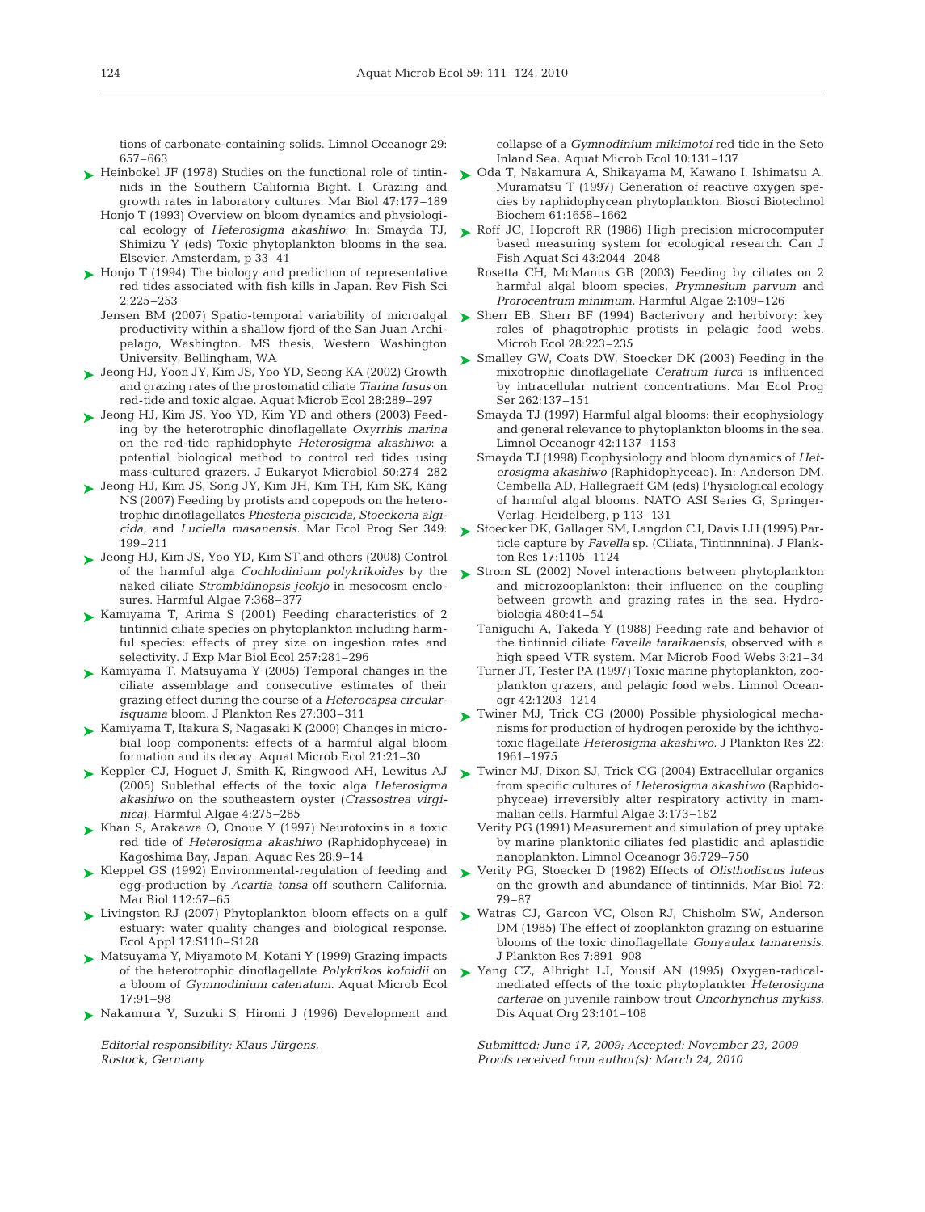tions of carbonate-containing solids. Limnol Oceanogr 29: 657–663

Heinbokel JF (1978) Studies on the functional role of tintinnids in the Southern California Bight. I. Grazing and growth rates in laboratory cultures. Mar Biol 47:177–189

Honjo T (1993) Overview on bloom dynamics and physiological ecology of *Heterosigma akashiwo*. In: Smayda TJ, Shimizu Y (eds) Toxic phytoplankton blooms in the sea. Elsevier, Amsterdam, p 33–41

Honjo T (1994) The biology and prediction of representative red tides associated with fish kills in Japan. Rev Fish Sci 2:225–253

Jensen BM (2007) Spatio-temporal variability of microalgal productivity within a shallow fjord of the San Juan Archipelago, Washington. MS thesis, Western Washington University, Bellingham, WA

Jeong HJ, Yoon JY, Kim JS, Yoo YD, Seong KA (2002) Growth and grazing rates of the prostomatid ciliate *Tiarina fusus* on red-tide and toxic algae. Aquat Microb Ecol 28:289–297

Jeong HJ, Kim JS, Yoo YD, Kim YD and others (2003) Feeding by the heterotrophic dinoflagellate *Oxyrrhis marina* on the red-tide raphidophyte *Heterosigma akashiwo*: a potential biological method to control red tides using mass-cultured grazers. J Eukaryot Microbiol 50:274–282

Jeong HJ, Kim JS, Song JY, Kim JH, Kim TH, Kim SK, Kang NS (2007) Feeding by protists and copepods on the heterotrophic dinoflagellates *Pfiesteria piscicida*, *Stoeckeria algicida*, and *Luciella masanensis*. Mar Ecol Prog Ser 349: 199–211

Jeong HJ, Kim JS, Yoo YD, Kim ST,and others (2008) Control of the harmful alga *Cochlodinium polykrikoides* by the naked ciliate *Strombidinopsis jeokjo* in mesocosm enclosures. Harmful Algae 7:368–377

Kamiyama T, Arima S (2001) Feeding characteristics of 2 tintinnid ciliate species on phytoplankton including harmful species: effects of prey size on ingestion rates and selectivity. J Exp Mar Biol Ecol 257:281–296

Kamiyama T, Matsuyama Y (2005) Temporal changes in the ciliate assemblage and consecutive estimates of their grazing effect during the course of a *Heterocapsa circularisquama* bloom. J Plankton Res 27:303–311

Kamiyama T, Itakura S, Nagasaki K (2000) Changes in microbial loop components: effects of a harmful algal bloom formation and its decay. Aquat Microb Ecol 21:21–30

Keppler CJ, Hoguet J, Smith K, Ringwood AH, Lewitus AJ (2005) Sublethal effects of the toxic alga *Heterosigma akashiwo* on the southeastern oyster (*Crassostrea virginica*). Harmful Algae 4:275–285

Khan S, Arakawa O, Onoue Y (1997) Neurotoxins in a toxic red tide of *Heterosigma akashiwo* (Raphidophyceae) in Kagoshima Bay, Japan. Aquac Res 28:9–14

Kleppel GS (1992) Environmental-regulation of feeding and egg-production by *Acartia tonsa* off southern California. Mar Biol 112:57–65

Livingston RJ (2007) Phytoplankton bloom effects on a gulf estuary: water quality changes and biological response. Ecol Appl 17:S110–S128

Matsuyama Y, Miyamoto M, Kotani Y (1999) Grazing impacts of the heterotrophic dinoflagellate *Polykrikos kofoidii* on a bloom of *Gymnodinium catenatum*. Aquat Microb Ecol 17:91–98

Nakamura Y, Suzuki S, Hiromi J (1996) Development and collapse of a *Gymnodinium mikimotoi* red tide in the Seto Inland Sea. Aquat Microb Ecol 10:131–137

Oda T, Nakamura A, Shikayama M, Kawano I, Ishimatsu A, Muramatsu T (1997) Generation of reactive oxygen species by raphidophycean phytoplankton. Biosci Biotechnol Biochem 61:1658–1662

Roff JC, Hopcroft RR (1986) High precision microcomputer based measuring system for ecological research. Can J Fish Aquat Sci 43:2044–2048

Rosetta CH, McManus GB (2003) Feeding by ciliates on 2 harmful algal bloom species, *Prymnesium parvum* and *Prorocentrum minimum*. Harmful Algae 2:109–126

Sherr EB, Sherr BF (1994) Bacterivory and herbivory: key roles of phagotrophic protists in pelagic food webs. Microb Ecol 28:223–235

Smalley GW, Coats DW, Stoecker DK (2003) Feeding in the mixotrophic dinoflagellate *Ceratium furca* is influenced by intracellular nutrient concentrations. Mar Ecol Prog Ser 262:137–151

Smayda TJ (1997) Harmful algal blooms: their ecophysiology and general relevance to phytoplankton blooms in the sea. Limnol Oceanogr 42:1137–1153

Smayda TJ (1998) Ecophysiology and bloom dynamics of *Heterosigma akashiwo* (Raphidophyceae). In: Anderson DM, Cembella AD, Hallegraeff GM (eds) Physiological ecology of harmful algal blooms. NATO ASI Series G, Springer-Verlag, Heidelberg, p 113–131

Stoecker DK, Gallager SM, Langdon CJ, Davis LH (1995) Particle capture by *Favella* sp. (Ciliata, Tintinnnina). J Plankton Res 17:1105–1124

Strom SL (2002) Novel interactions between phytoplankton and microzooplankton: their influence on the coupling between growth and grazing rates in the sea. Hydrobiologia 480:41–54

Taniguchi A, Takeda Y (1988) Feeding rate and behavior of the tintinnid ciliate *Favella taraikaensis*, observed with a high speed VTR system. Mar Microb Food Webs 3:21–34

Turner JT, Tester PA (1997) Toxic marine phytoplankton, zooplankton grazers, and pelagic food webs. Limnol Oceanogr 42:1203–1214

Twiner MJ, Trick CG (2000) Possible physiological mechanisms for production of hydrogen peroxide by the ichthyotoxic flagellate *Heterosigma akashiwo*. J Plankton Res 22: 1961–1975

Twiner MJ, Dixon SJ, Trick CG (2004) Extracellular organics from specific cultures of *Heterosigma akashiwo* (Raphidophyceae) irreversibly alter respiratory activity in mammalian cells. Harmful Algae 3:173–182

Verity PG (1991) Measurement and simulation of prey uptake by marine planktonic ciliates fed plastidic and aplastidic nanoplankton. Limnol Oceanogr 36:729–750

Verity PG, Stoecker D (1982) Effects of *Olisthodiscus luteus* on the growth and abundance of tintinnids. Mar Biol 72: 79–87

Watras CJ, Garcon VC, Olson RJ, Chisholm SW, Anderson DM (1985) The effect of zooplankton grazing on estuarine blooms of the toxic dinoflagellate *Gonyaulax tamarensis*. J Plankton Res 7:891–908

Yang CZ, Albright LJ, Yousif AN (1995) Oxygen-radical-mediated effects of the toxic phytoplankter *Heterosigma carterae* on juvenile rainbow trout *Oncorhynchus mykiss*. Dis Aquat Org 23:101–108

*Editorial responsibility: Klaus Jürgens, Rostock, Germany*

*Submitted: June 17, 2009; Accepted: November 23, 2009*
*Proofs received from author(s): March 24, 2010*